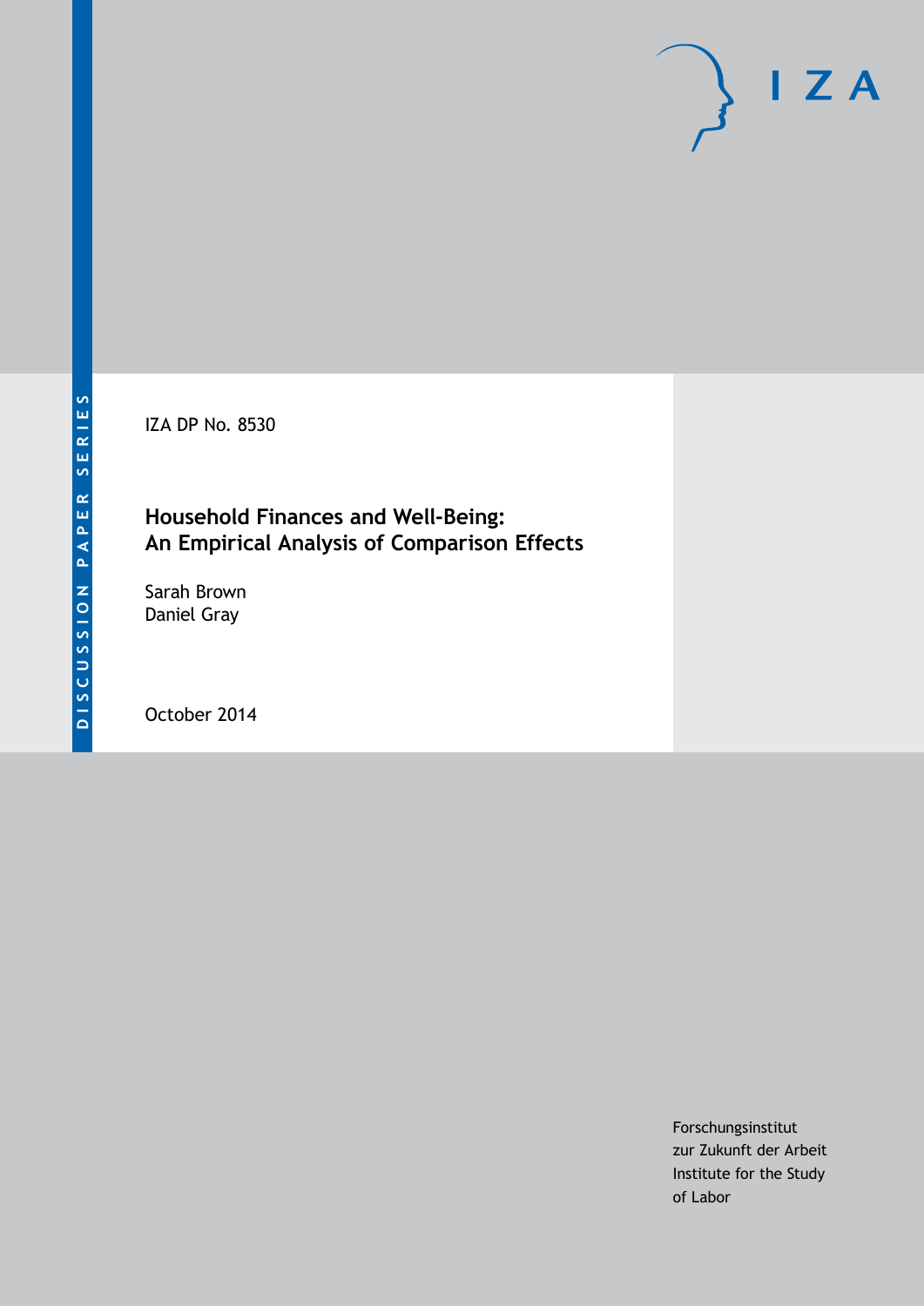DISCUSSION PAPER SERIES

IZA DP No. 8530

# Household Finances and Well-Being: An Empirical Analysis of Comparison Effects

Sarah Brown
Daniel Gray

October 2014

Forschungsinstitut
zur Zukunft der Arbeit
Institute for the Study
of Labor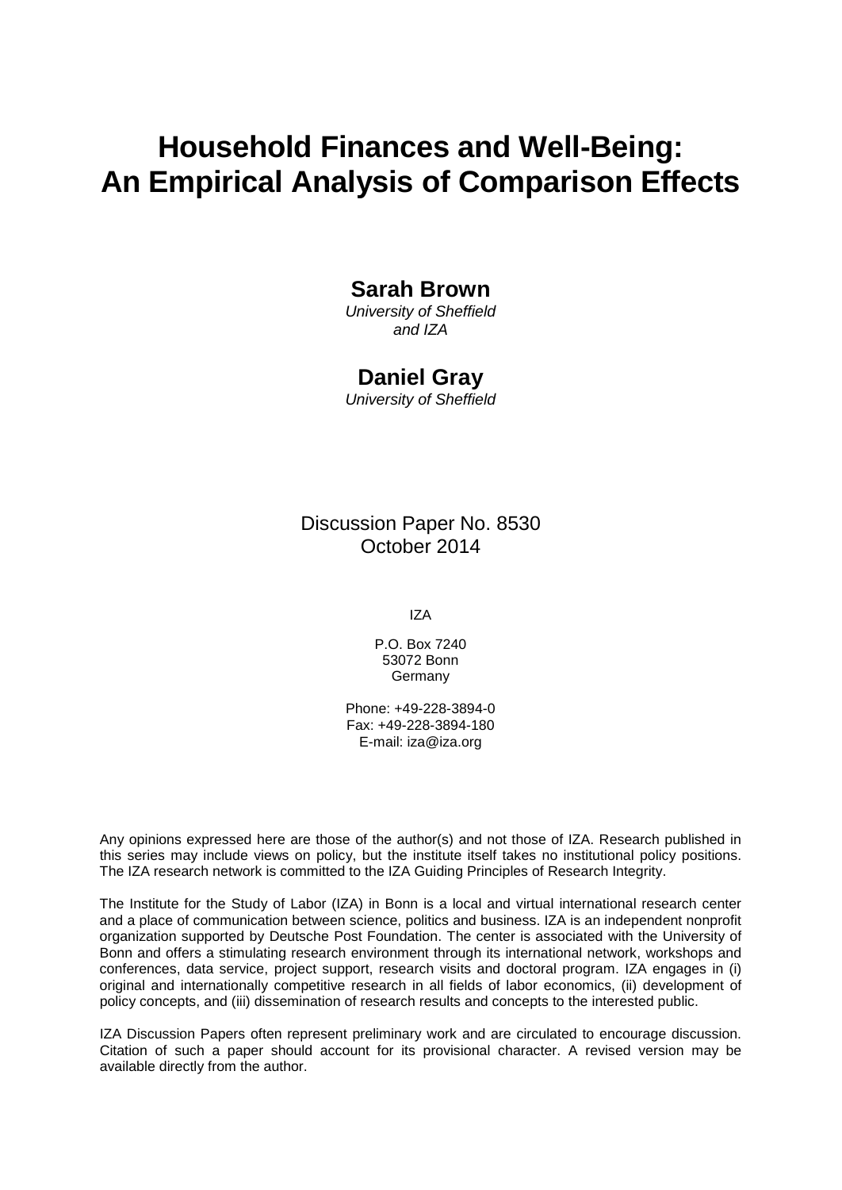# Household Finances and Well-Being: An Empirical Analysis of Comparison Effects

**Sarah Brown**
*University of Sheffield and IZA*

**Daniel Gray**
*University of Sheffield*

Discussion Paper No. 8530
October 2014

IZA

P.O. Box 7240
53072 Bonn
Germany

Phone: +49-228-3894-0
Fax: +49-228-3894-180
E-mail: iza@iza.org

Any opinions expressed here are those of the author(s) and not those of IZA. Research published in this series may include views on policy, but the institute itself takes no institutional policy positions. The IZA research network is committed to the IZA Guiding Principles of Research Integrity.

The Institute for the Study of Labor (IZA) in Bonn is a local and virtual international research center and a place of communication between science, politics and business. IZA is an independent nonprofit organization supported by Deutsche Post Foundation. The center is associated with the University of Bonn and offers a stimulating research environment through its international network, workshops and conferences, data service, project support, research visits and doctoral program. IZA engages in (i) original and internationally competitive research in all fields of labor economics, (ii) development of policy concepts, and (iii) dissemination of research results and concepts to the interested public.

IZA Discussion Papers often represent preliminary work and are circulated to encourage discussion. Citation of such a paper should account for its provisional character. A revised version may be available directly from the author.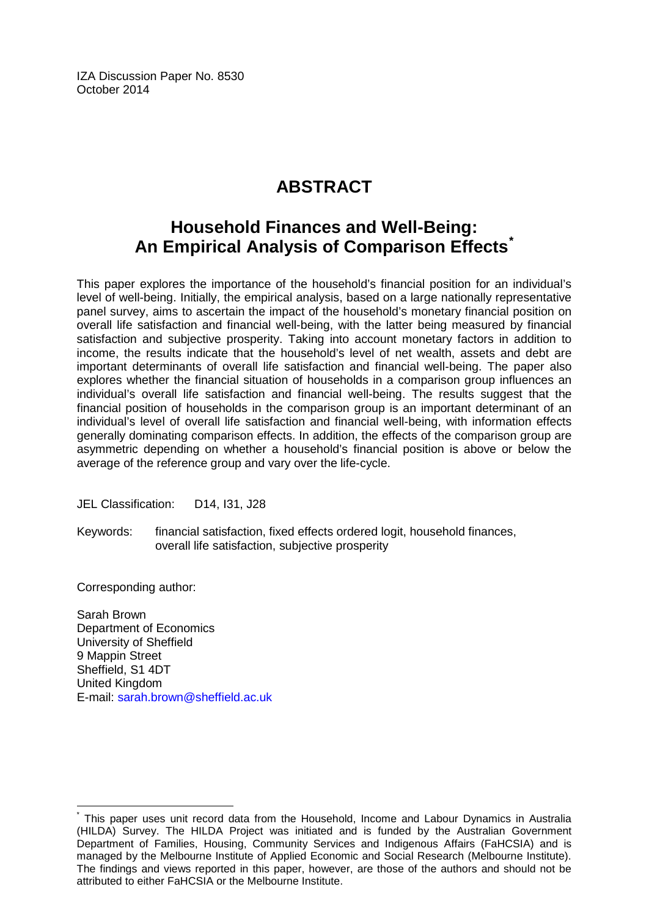IZA Discussion Paper No. 8530
October 2014

# ABSTRACT

## Household Finances and Well-Being: An Empirical Analysis of Comparison Effects[*]

This paper explores the importance of the household's financial position for an individual's level of well-being. Initially, the empirical analysis, based on a large nationally representative panel survey, aims to ascertain the impact of the household's monetary financial position on overall life satisfaction and financial well-being, with the latter being measured by financial satisfaction and subjective prosperity. Taking into account monetary factors in addition to income, the results indicate that the household's level of net wealth, assets and debt are important determinants of overall life satisfaction and financial well-being. The paper also explores whether the financial situation of households in a comparison group influences an individual's overall life satisfaction and financial well-being. The results suggest that the financial position of households in the comparison group is an important determinant of an individual's level of overall life satisfaction and financial well-being, with information effects generally dominating comparison effects. In addition, the effects of the comparison group are asymmetric depending on whether a household's financial position is above or below the average of the reference group and vary over the life-cycle.

JEL Classification: D14, I31, J28

Keywords: financial satisfaction, fixed effects ordered logit, household finances, overall life satisfaction, subjective prosperity

Corresponding author:

Sarah Brown
Department of Economics
University of Sheffield
9 Mappin Street
Sheffield, S1 4DT
United Kingdom
E-mail: sarah.brown@sheffield.ac.uk

[*] This paper uses unit record data from the Household, Income and Labour Dynamics in Australia (HILDA) Survey. The HILDA Project was initiated and is funded by the Australian Government Department of Families, Housing, Community Services and Indigenous Affairs (FaHCSIA) and is managed by the Melbourne Institute of Applied Economic and Social Research (Melbourne Institute). The findings and views reported in this paper, however, are those of the authors and should not be attributed to either FaHCSIA or the Melbourne Institute.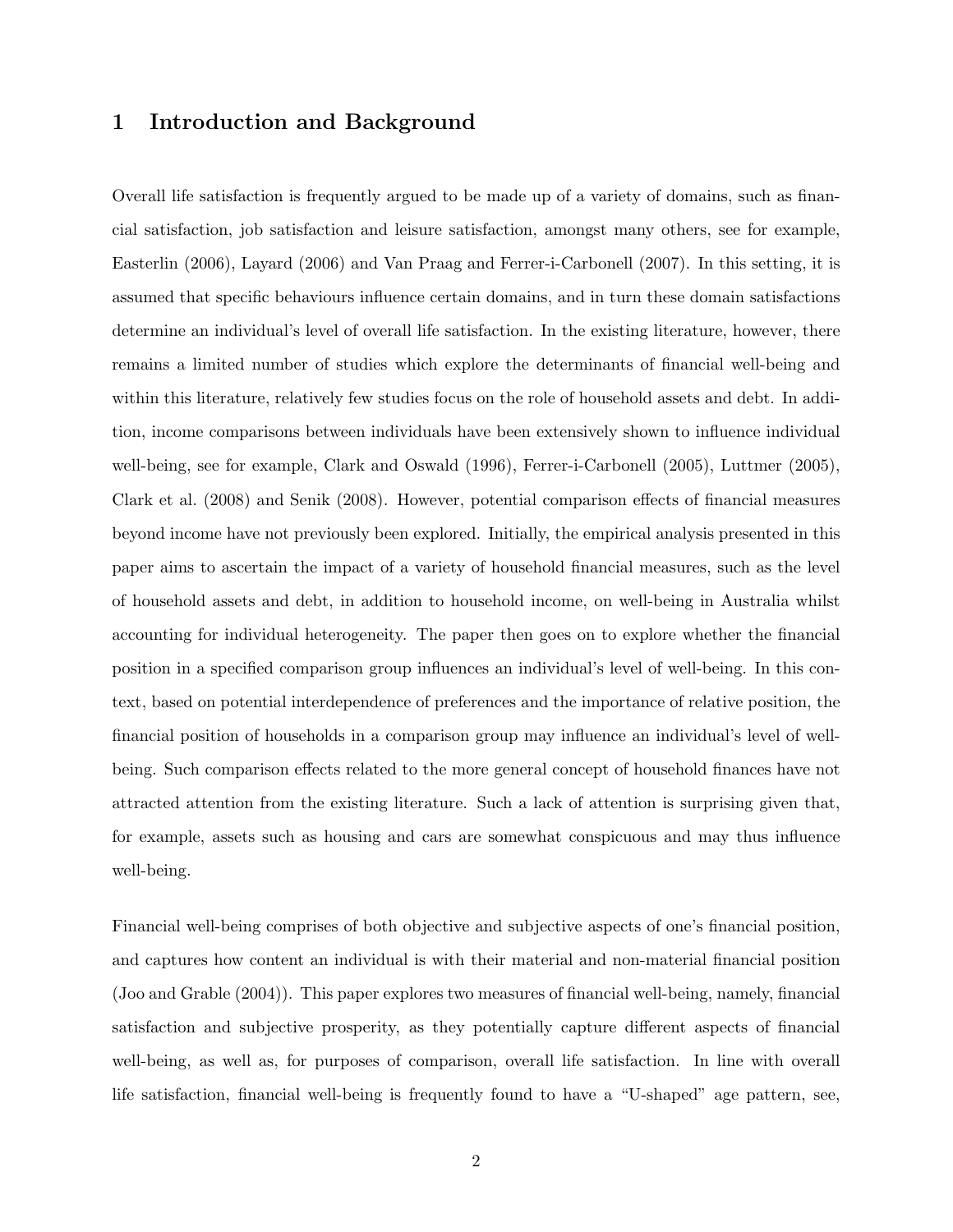# 1 Introduction and Background

Overall life satisfaction is frequently argued to be made up of a variety of domains, such as financial satisfaction, job satisfaction and leisure satisfaction, amongst many others, see for example, Easterlin (2006), Layard (2006) and Van Praag and Ferrer-i-Carbonell (2007). In this setting, it is assumed that specific behaviours influence certain domains, and in turn these domain satisfactions determine an individual's level of overall life satisfaction. In the existing literature, however, there remains a limited number of studies which explore the determinants of financial well-being and within this literature, relatively few studies focus on the role of household assets and debt. In addition, income comparisons between individuals have been extensively shown to influence individual well-being, see for example, Clark and Oswald (1996), Ferrer-i-Carbonell (2005), Luttmer (2005), Clark et al. (2008) and Senik (2008). However, potential comparison effects of financial measures beyond income have not previously been explored. Initially, the empirical analysis presented in this paper aims to ascertain the impact of a variety of household financial measures, such as the level of household assets and debt, in addition to household income, on well-being in Australia whilst accounting for individual heterogeneity. The paper then goes on to explore whether the financial position in a specified comparison group influences an individual's level of well-being. In this context, based on potential interdependence of preferences and the importance of relative position, the financial position of households in a comparison group may influence an individual's level of well-being. Such comparison effects related to the more general concept of household finances have not attracted attention from the existing literature. Such a lack of attention is surprising given that, for example, assets such as housing and cars are somewhat conspicuous and may thus influence well-being.

Financial well-being comprises of both objective and subjective aspects of one's financial position, and captures how content an individual is with their material and non-material financial position (Joo and Grable (2004)). This paper explores two measures of financial well-being, namely, financial satisfaction and subjective prosperity, as they potentially capture different aspects of financial well-being, as well as, for purposes of comparison, overall life satisfaction. In line with overall life satisfaction, financial well-being is frequently found to have a "U-shaped" age pattern, see,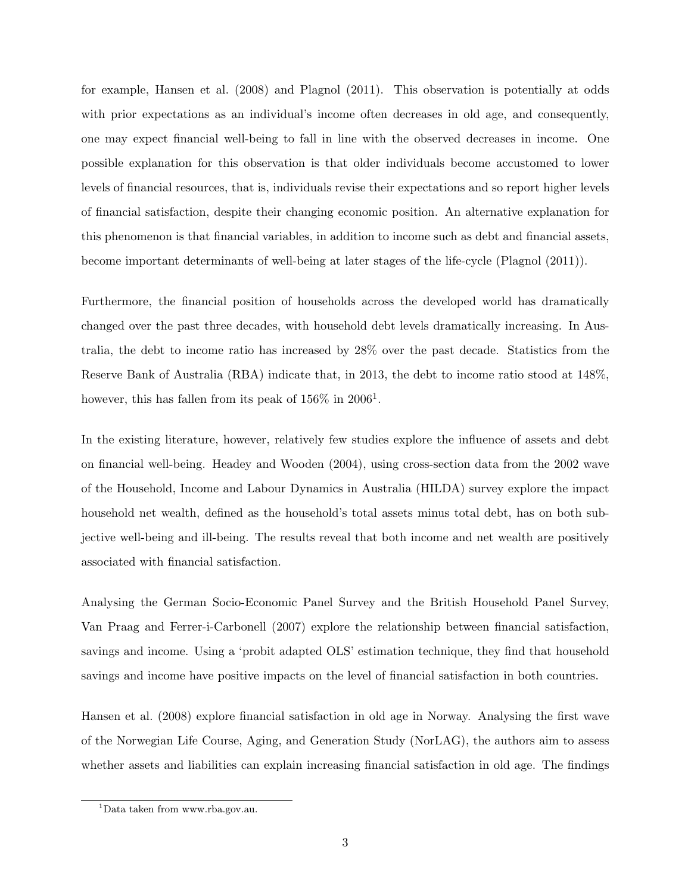for example, Hansen et al. (2008) and Plagnol (2011). This observation is potentially at odds with prior expectations as an individual's income often decreases in old age, and consequently, one may expect financial well-being to fall in line with the observed decreases in income. One possible explanation for this observation is that older individuals become accustomed to lower levels of financial resources, that is, individuals revise their expectations and so report higher levels of financial satisfaction, despite their changing economic position. An alternative explanation for this phenomenon is that financial variables, in addition to income such as debt and financial assets, become important determinants of well-being at later stages of the life-cycle (Plagnol (2011)).

Furthermore, the financial position of households across the developed world has dramatically changed over the past three decades, with household debt levels dramatically increasing. In Australia, the debt to income ratio has increased by 28% over the past decade. Statistics from the Reserve Bank of Australia (RBA) indicate that, in 2013, the debt to income ratio stood at 148%, however, this has fallen from its peak of 156% in 2006[1].

In the existing literature, however, relatively few studies explore the influence of assets and debt on financial well-being. Headey and Wooden (2004), using cross-section data from the 2002 wave of the Household, Income and Labour Dynamics in Australia (HILDA) survey explore the impact household net wealth, defined as the household's total assets minus total debt, has on both subjective well-being and ill-being. The results reveal that both income and net wealth are positively associated with financial satisfaction.

Analysing the German Socio-Economic Panel Survey and the British Household Panel Survey, Van Praag and Ferrer-i-Carbonell (2007) explore the relationship between financial satisfaction, savings and income. Using a 'probit adapted OLS' estimation technique, they find that household savings and income have positive impacts on the level of financial satisfaction in both countries.

Hansen et al. (2008) explore financial satisfaction in old age in Norway. Analysing the first wave of the Norwegian Life Course, Aging, and Generation Study (NorLAG), the authors aim to assess whether assets and liabilities can explain increasing financial satisfaction in old age. The findings

[1] Data taken from www.rba.gov.au.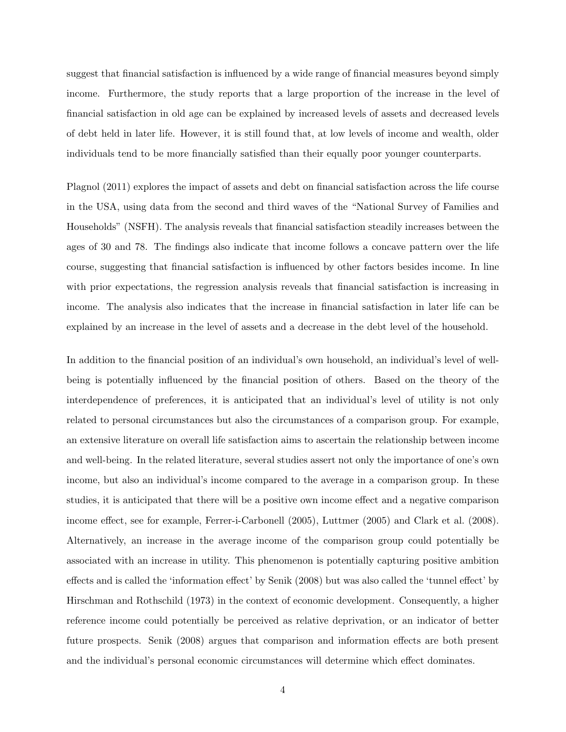suggest that financial satisfaction is influenced by a wide range of financial measures beyond simply income. Furthermore, the study reports that a large proportion of the increase in the level of financial satisfaction in old age can be explained by increased levels of assets and decreased levels of debt held in later life. However, it is still found that, at low levels of income and wealth, older individuals tend to be more financially satisfied than their equally poor younger counterparts.

Plagnol (2011) explores the impact of assets and debt on financial satisfaction across the life course in the USA, using data from the second and third waves of the "National Survey of Families and Households" (NSFH). The analysis reveals that financial satisfaction steadily increases between the ages of 30 and 78. The findings also indicate that income follows a concave pattern over the life course, suggesting that financial satisfaction is influenced by other factors besides income. In line with prior expectations, the regression analysis reveals that financial satisfaction is increasing in income. The analysis also indicates that the increase in financial satisfaction in later life can be explained by an increase in the level of assets and a decrease in the debt level of the household.

In addition to the financial position of an individual's own household, an individual's level of well-being is potentially influenced by the financial position of others. Based on the theory of the interdependence of preferences, it is anticipated that an individual's level of utility is not only related to personal circumstances but also the circumstances of a comparison group. For example, an extensive literature on overall life satisfaction aims to ascertain the relationship between income and well-being. In the related literature, several studies assert not only the importance of one's own income, but also an individual's income compared to the average in a comparison group. In these studies, it is anticipated that there will be a positive own income effect and a negative comparison income effect, see for example, Ferrer-i-Carbonell (2005), Luttmer (2005) and Clark et al. (2008). Alternatively, an increase in the average income of the comparison group could potentially be associated with an increase in utility. This phenomenon is potentially capturing positive ambition effects and is called the 'information effect' by Senik (2008) but was also called the 'tunnel effect' by Hirschman and Rothschild (1973) in the context of economic development. Consequently, a higher reference income could potentially be perceived as relative deprivation, or an indicator of better future prospects. Senik (2008) argues that comparison and information effects are both present and the individual's personal economic circumstances will determine which effect dominates.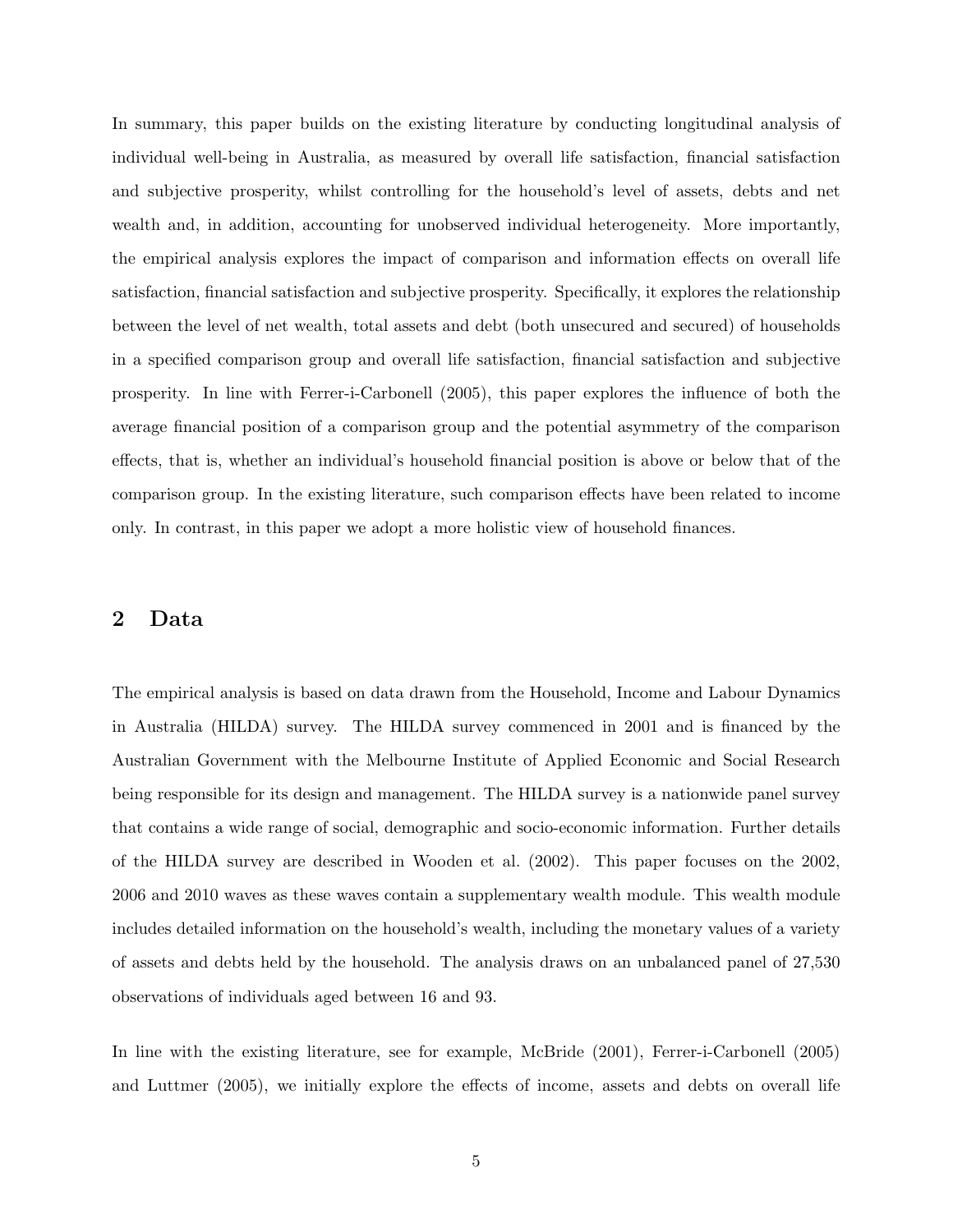In summary, this paper builds on the existing literature by conducting longitudinal analysis of individual well-being in Australia, as measured by overall life satisfaction, financial satisfaction and subjective prosperity, whilst controlling for the household's level of assets, debts and net wealth and, in addition, accounting for unobserved individual heterogeneity. More importantly, the empirical analysis explores the impact of comparison and information effects on overall life satisfaction, financial satisfaction and subjective prosperity. Specifically, it explores the relationship between the level of net wealth, total assets and debt (both unsecured and secured) of households in a specified comparison group and overall life satisfaction, financial satisfaction and subjective prosperity. In line with Ferrer-i-Carbonell (2005), this paper explores the influence of both the average financial position of a comparison group and the potential asymmetry of the comparison effects, that is, whether an individual's household financial position is above or below that of the comparison group. In the existing literature, such comparison effects have been related to income only. In contrast, in this paper we adopt a more holistic view of household finances.

## 2 Data

The empirical analysis is based on data drawn from the Household, Income and Labour Dynamics in Australia (HILDA) survey. The HILDA survey commenced in 2001 and is financed by the Australian Government with the Melbourne Institute of Applied Economic and Social Research being responsible for its design and management. The HILDA survey is a nationwide panel survey that contains a wide range of social, demographic and socio-economic information. Further details of the HILDA survey are described in Wooden et al. (2002). This paper focuses on the 2002, 2006 and 2010 waves as these waves contain a supplementary wealth module. This wealth module includes detailed information on the household's wealth, including the monetary values of a variety of assets and debts held by the household. The analysis draws on an unbalanced panel of 27,530 observations of individuals aged between 16 and 93.

In line with the existing literature, see for example, McBride (2001), Ferrer-i-Carbonell (2005) and Luttmer (2005), we initially explore the effects of income, assets and debts on overall life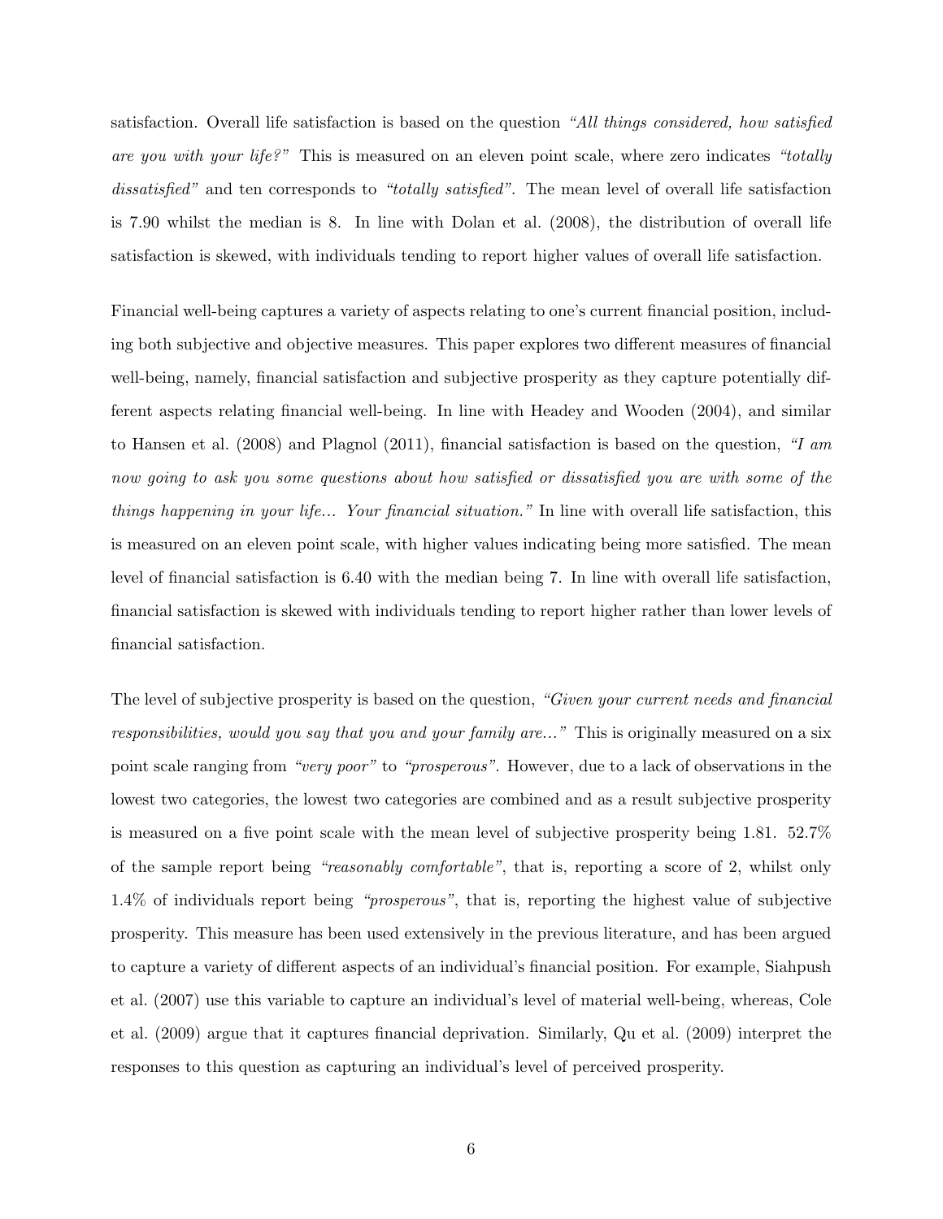satisfaction. Overall life satisfaction is based on the question *"All things considered, how satisfied are you with your life?"* This is measured on an eleven point scale, where zero indicates *"totally dissatisfied"* and ten corresponds to *"totally satisfied"*. The mean level of overall life satisfaction is 7.90 whilst the median is 8. In line with Dolan et al. (2008), the distribution of overall life satisfaction is skewed, with individuals tending to report higher values of overall life satisfaction.

Financial well-being captures a variety of aspects relating to one's current financial position, including both subjective and objective measures. This paper explores two different measures of financial well-being, namely, financial satisfaction and subjective prosperity as they capture potentially different aspects relating financial well-being. In line with Headey and Wooden (2004), and similar to Hansen et al. (2008) and Plagnol (2011), financial satisfaction is based on the question, *"I am now going to ask you some questions about how satisfied or dissatisfied you are with some of the things happening in your life... Your financial situation."* In line with overall life satisfaction, this is measured on an eleven point scale, with higher values indicating being more satisfied. The mean level of financial satisfaction is 6.40 with the median being 7. In line with overall life satisfaction, financial satisfaction is skewed with individuals tending to report higher rather than lower levels of financial satisfaction.

The level of subjective prosperity is based on the question, *"Given your current needs and financial responsibilities, would you say that you and your family are..."* This is originally measured on a six point scale ranging from *"very poor"* to *"prosperous"*. However, due to a lack of observations in the lowest two categories, the lowest two categories are combined and as a result subjective prosperity is measured on a five point scale with the mean level of subjective prosperity being 1.81. 52.7% of the sample report being *"reasonably comfortable"*, that is, reporting a score of 2, whilst only 1.4% of individuals report being *"prosperous"*, that is, reporting the highest value of subjective prosperity. This measure has been used extensively in the previous literature, and has been argued to capture a variety of different aspects of an individual's financial position. For example, Siahpush et al. (2007) use this variable to capture an individual's level of material well-being, whereas, Cole et al. (2009) argue that it captures financial deprivation. Similarly, Qu et al. (2009) interpret the responses to this question as capturing an individual's level of perceived prosperity.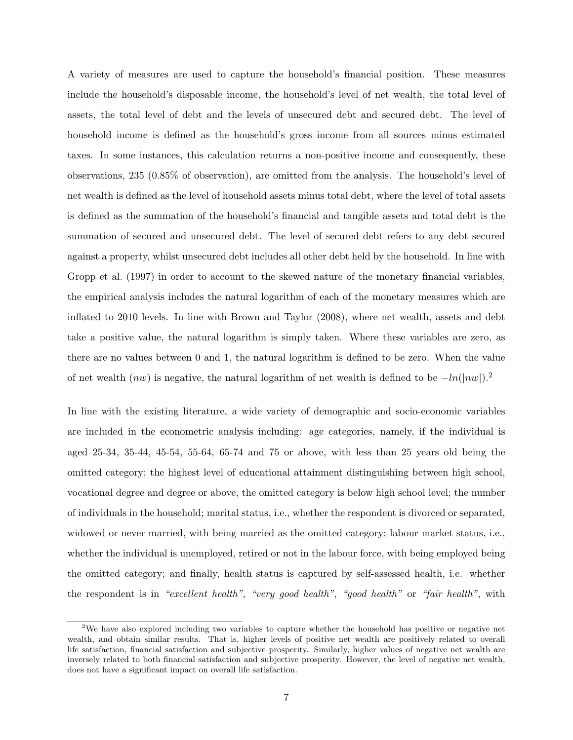A variety of measures are used to capture the household's financial position. These measures include the household's disposable income, the household's level of net wealth, the total level of assets, the total level of debt and the levels of unsecured debt and secured debt. The level of household income is defined as the household's gross income from all sources minus estimated taxes. In some instances, this calculation returns a non-positive income and consequently, these observations, 235 (0.85% of observation), are omitted from the analysis. The household's level of net wealth is defined as the level of household assets minus total debt, where the level of total assets is defined as the summation of the household's financial and tangible assets and total debt is the summation of secured and unsecured debt. The level of secured debt refers to any debt secured against a property, whilst unsecured debt includes all other debt held by the household. In line with Gropp et al. (1997) in order to account to the skewed nature of the monetary financial variables, the empirical analysis includes the natural logarithm of each of the monetary measures which are inflated to 2010 levels. In line with Brown and Taylor (2008), where net wealth, assets and debt take a positive value, the natural logarithm is simply taken. Where these variables are zero, as there are no values between 0 and 1, the natural logarithm is defined to be zero. When the value of net wealth ($nw$) is negative, the natural logarithm of net wealth is defined to be $-ln(|nw|)$.[2]

In line with the existing literature, a wide variety of demographic and socio-economic variables are included in the econometric analysis including: age categories, namely, if the individual is aged 25-34, 35-44, 45-54, 55-64, 65-74 and 75 or above, with less than 25 years old being the omitted category; the highest level of educational attainment distinguishing between high school, vocational degree and degree or above, the omitted category is below high school level; the number of individuals in the household; marital status, i.e., whether the respondent is divorced or separated, widowed or never married, with being married as the omitted category; labour market status, i.e., whether the individual is unemployed, retired or not in the labour force, with being employed being the omitted category; and finally, health status is captured by self-assessed health, i.e. whether the respondent is in *"excellent health"*, *"very good health"*, *"good health"* or *"fair health"*, with

[2] We have also explored including two variables to capture whether the household has positive or negative net wealth, and obtain similar results. That is, higher levels of positive net wealth are positively related to overall life satisfaction, financial satisfaction and subjective prosperity. Similarly, higher values of negative net wealth are inversely related to both financial satisfaction and subjective prosperity. However, the level of negative net wealth, does not have a significant impact on overall life satisfaction.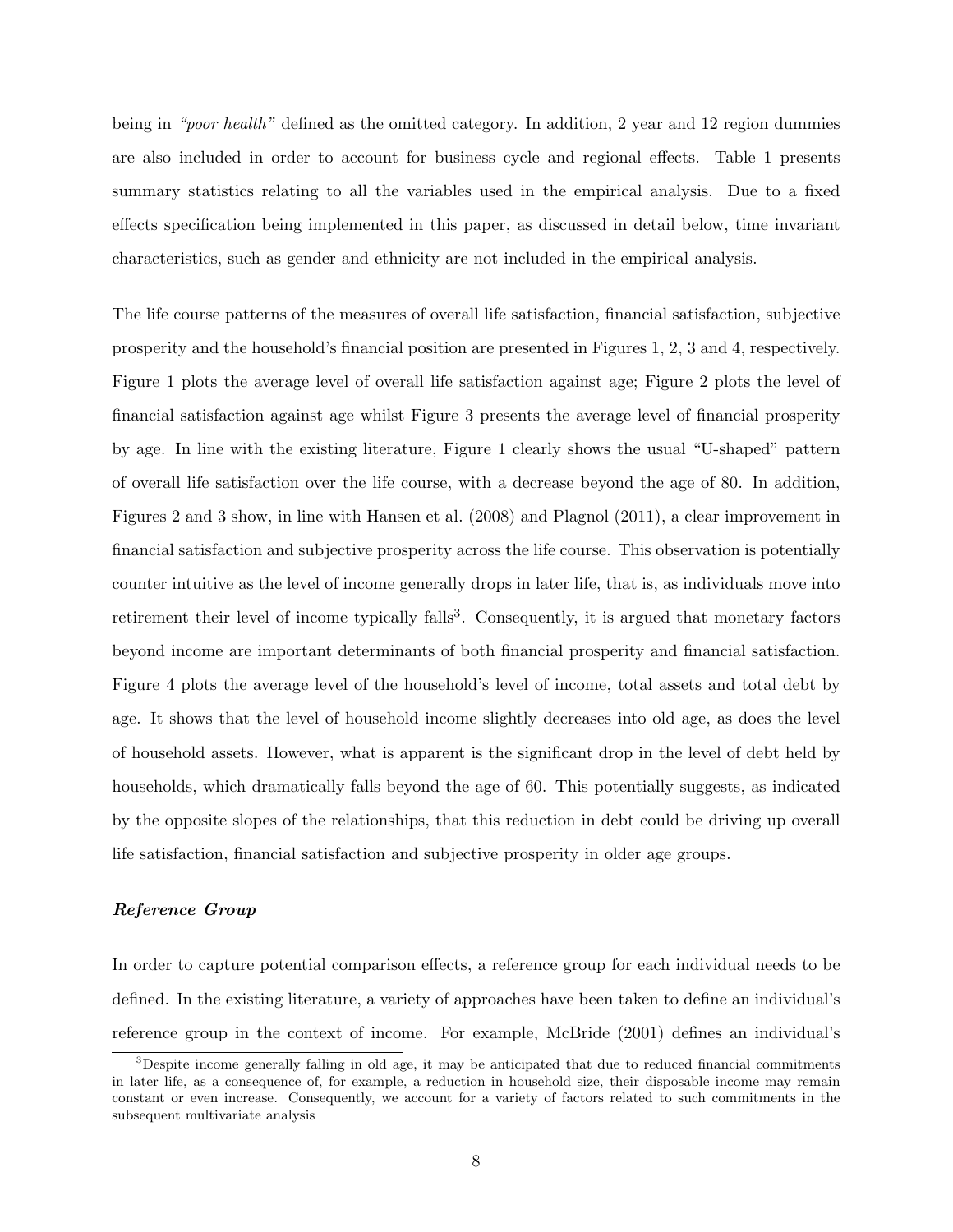being in *"poor health"* defined as the omitted category. In addition, 2 year and 12 region dummies are also included in order to account for business cycle and regional effects. Table 1 presents summary statistics relating to all the variables used in the empirical analysis. Due to a fixed effects specification being implemented in this paper, as discussed in detail below, time invariant characteristics, such as gender and ethnicity are not included in the empirical analysis.

The life course patterns of the measures of overall life satisfaction, financial satisfaction, subjective prosperity and the household's financial position are presented in Figures 1, 2, 3 and 4, respectively. Figure 1 plots the average level of overall life satisfaction against age; Figure 2 plots the level of financial satisfaction against age whilst Figure 3 presents the average level of financial prosperity by age. In line with the existing literature, Figure 1 clearly shows the usual "U-shaped" pattern of overall life satisfaction over the life course, with a decrease beyond the age of 80. In addition, Figures 2 and 3 show, in line with Hansen et al. (2008) and Plagnol (2011), a clear improvement in financial satisfaction and subjective prosperity across the life course. This observation is potentially counter intuitive as the level of income generally drops in later life, that is, as individuals move into retirement their level of income typically falls[3]. Consequently, it is argued that monetary factors beyond income are important determinants of both financial prosperity and financial satisfaction. Figure 4 plots the average level of the household's level of income, total assets and total debt by age. It shows that the level of household income slightly decreases into old age, as does the level of household assets. However, what is apparent is the significant drop in the level of debt held by households, which dramatically falls beyond the age of 60. This potentially suggests, as indicated by the opposite slopes of the relationships, that this reduction in debt could be driving up overall life satisfaction, financial satisfaction and subjective prosperity in older age groups.

***Reference Group***

In order to capture potential comparison effects, a reference group for each individual needs to be defined. In the existing literature, a variety of approaches have been taken to define an individual's reference group in the context of income. For example, McBride (2001) defines an individual's

[3]Despite income generally falling in old age, it may be anticipated that due to reduced financial commitments in later life, as a consequence of, for example, a reduction in household size, their disposable income may remain constant or even increase. Consequently, we account for a variety of factors related to such commitments in the subsequent multivariate analysis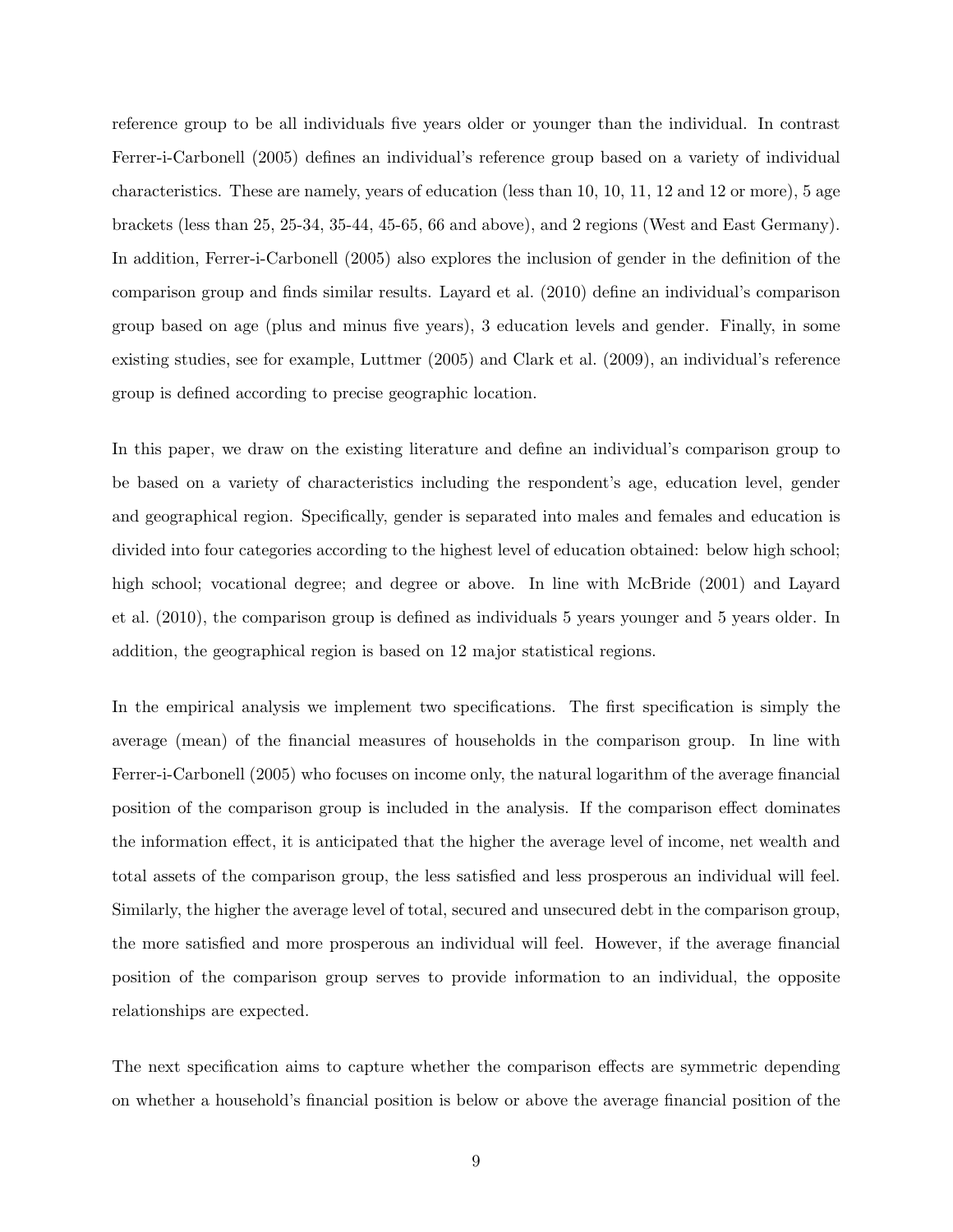reference group to be all individuals five years older or younger than the individual. In contrast Ferrer-i-Carbonell (2005) defines an individual's reference group based on a variety of individual characteristics. These are namely, years of education (less than 10, 10, 11, 12 and 12 or more), 5 age brackets (less than 25, 25-34, 35-44, 45-65, 66 and above), and 2 regions (West and East Germany). In addition, Ferrer-i-Carbonell (2005) also explores the inclusion of gender in the definition of the comparison group and finds similar results. Layard et al. (2010) define an individual's comparison group based on age (plus and minus five years), 3 education levels and gender. Finally, in some existing studies, see for example, Luttmer (2005) and Clark et al. (2009), an individual's reference group is defined according to precise geographic location.

In this paper, we draw on the existing literature and define an individual's comparison group to be based on a variety of characteristics including the respondent's age, education level, gender and geographical region. Specifically, gender is separated into males and females and education is divided into four categories according to the highest level of education obtained: below high school; high school; vocational degree; and degree or above. In line with McBride (2001) and Layard et al. (2010), the comparison group is defined as individuals 5 years younger and 5 years older. In addition, the geographical region is based on 12 major statistical regions.

In the empirical analysis we implement two specifications. The first specification is simply the average (mean) of the financial measures of households in the comparison group. In line with Ferrer-i-Carbonell (2005) who focuses on income only, the natural logarithm of the average financial position of the comparison group is included in the analysis. If the comparison effect dominates the information effect, it is anticipated that the higher the average level of income, net wealth and total assets of the comparison group, the less satisfied and less prosperous an individual will feel. Similarly, the higher the average level of total, secured and unsecured debt in the comparison group, the more satisfied and more prosperous an individual will feel. However, if the average financial position of the comparison group serves to provide information to an individual, the opposite relationships are expected.

The next specification aims to capture whether the comparison effects are symmetric depending on whether a household's financial position is below or above the average financial position of the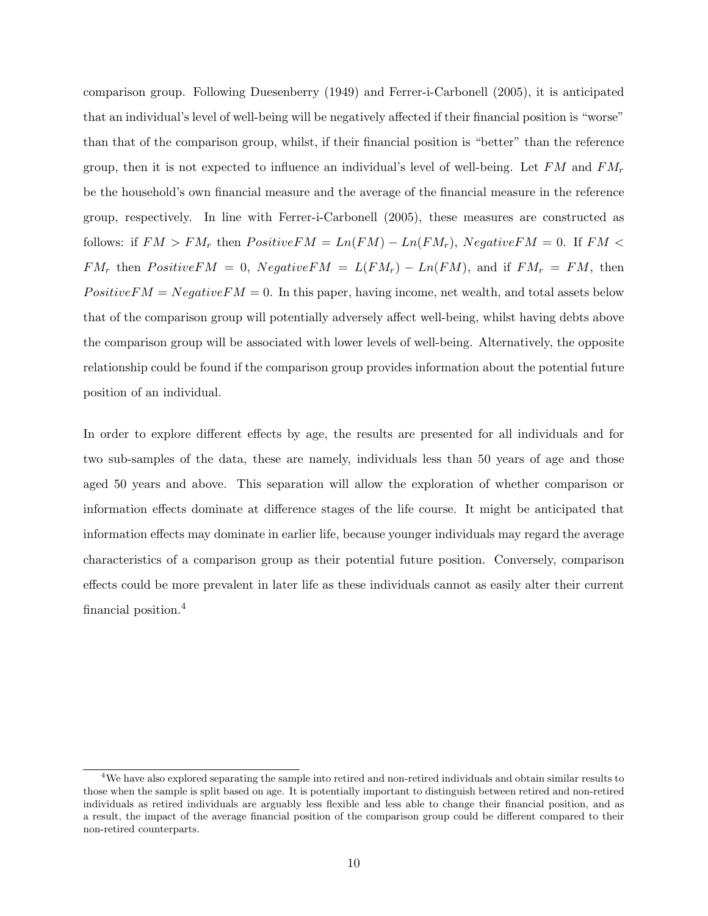comparison group. Following Duesenberry (1949) and Ferrer-i-Carbonell (2005), it is anticipated that an individual's level of well-being will be negatively affected if their financial position is "worse" than that of the comparison group, whilst, if their financial position is "better" than the reference group, then it is not expected to influence an individual's level of well-being. Let $FM$ and $FM_r$ be the household's own financial measure and the average of the financial measure in the reference group, respectively. In line with Ferrer-i-Carbonell (2005), these measures are constructed as follows: if $FM > FM_r$ then $PositiveFM = Ln(FM) - Ln(FM_r)$, $NegativeFM = 0$. If $FM < FM_r$ then $PositiveFM = 0$, $NegativeFM = L(FM_r) - Ln(FM)$, and if $FM_r = FM$, then $PositiveFM = NegativeFM = 0$. In this paper, having income, net wealth, and total assets below that of the comparison group will potentially adversely affect well-being, whilst having debts above the comparison group will be associated with lower levels of well-being. Alternatively, the opposite relationship could be found if the comparison group provides information about the potential future position of an individual.

In order to explore different effects by age, the results are presented for all individuals and for two sub-samples of the data, these are namely, individuals less than 50 years of age and those aged 50 years and above. This separation will allow the exploration of whether comparison or information effects dominate at difference stages of the life course. It might be anticipated that information effects may dominate in earlier life, because younger individuals may regard the average characteristics of a comparison group as their potential future position. Conversely, comparison effects could be more prevalent in later life as these individuals cannot as easily alter their current financial position.[4]

[4] We have also explored separating the sample into retired and non-retired individuals and obtain similar results to those when the sample is split based on age. It is potentially important to distinguish between retired and non-retired individuals as retired individuals are arguably less flexible and less able to change their financial position, and as a result, the impact of the average financial position of the comparison group could be different compared to their non-retired counterparts.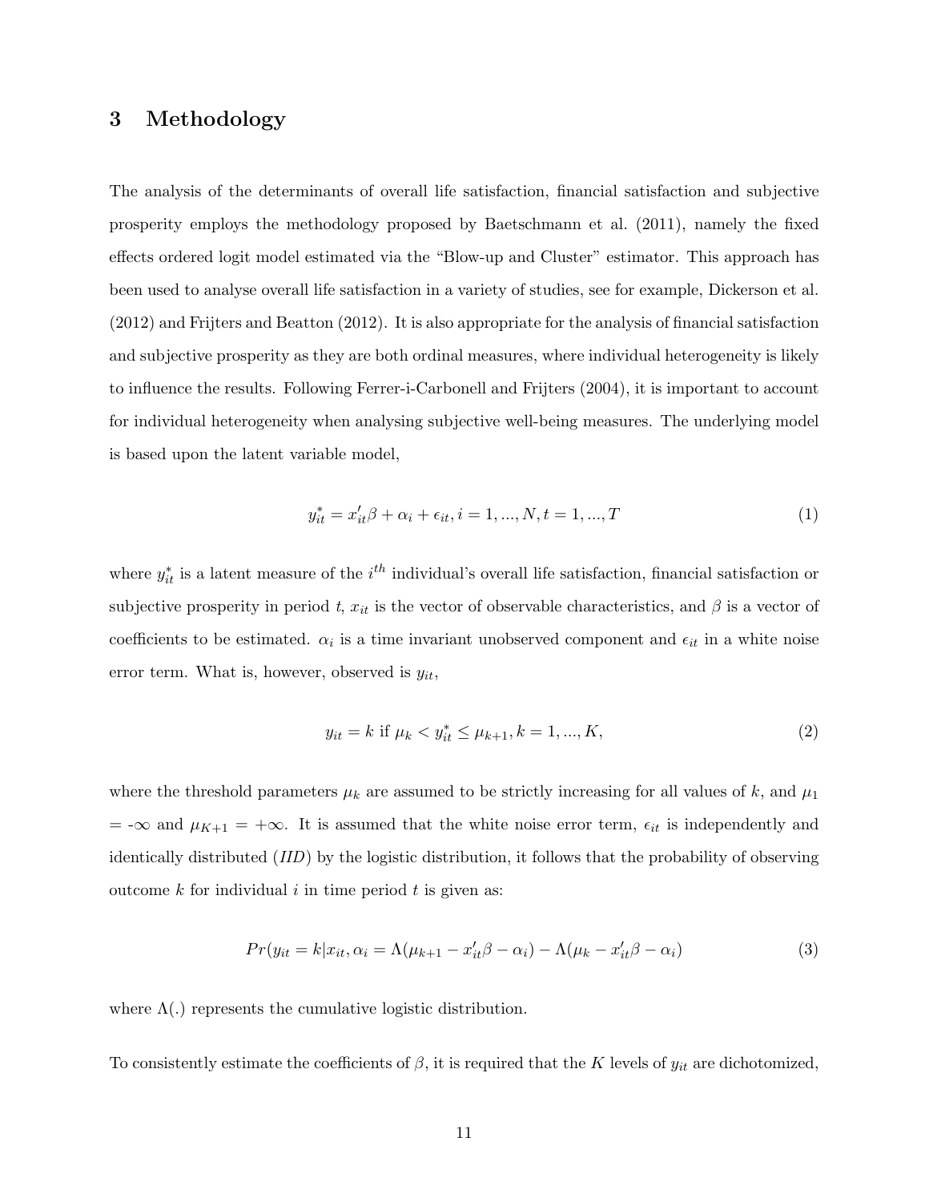## 3 Methodology

The analysis of the determinants of overall life satisfaction, financial satisfaction and subjective prosperity employs the methodology proposed by Baetschmann et al. (2011), namely the fixed effects ordered logit model estimated via the "Blow-up and Cluster" estimator. This approach has been used to analyse overall life satisfaction in a variety of studies, see for example, Dickerson et al. (2012) and Frijters and Beatton (2012). It is also appropriate for the analysis of financial satisfaction and subjective prosperity as they are both ordinal measures, where individual heterogeneity is likely to influence the results. Following Ferrer-i-Carbonell and Frijters (2004), it is important to account for individual heterogeneity when analysing subjective well-being measures. The underlying model is based upon the latent variable model,

$$y_{it}^{*} = x_{it}'\beta + \alpha_i + \epsilon_{it}, i = 1, ..., N, t = 1, ..., T \tag{1}$$

where $y_{it}^{*}$ is a latent measure of the $i^{th}$ individual's overall life satisfaction, financial satisfaction or subjective prosperity in period $t$, $x_{it}$ is the vector of observable characteristics, and $\beta$ is a vector of coefficients to be estimated. $\alpha_i$ is a time invariant unobserved component and $\epsilon_{it}$ in a white noise error term. What is, however, observed is $y_{it}$,

$$y_{it} = k \text{ if } \mu_k < y_{it}^{*} \leq \mu_{k+1}, k = 1, ..., K, \tag{2}$$

where the threshold parameters $\mu_k$ are assumed to be strictly increasing for all values of $k$, and $\mu_1$ = $-\infty$ and $\mu_{K+1} = +\infty$. It is assumed that the white noise error term, $\epsilon_{it}$ is independently and identically distributed (*IID*) by the logistic distribution, it follows that the probability of observing outcome $k$ for individual $i$ in time period $t$ is given as:

$$Pr(y_{it} = k|x_{it}, \alpha_i = \Lambda(\mu_{k+1} - x_{it}'\beta - \alpha_i) - \Lambda(\mu_k - x_{it}'\beta - \alpha_i) \tag{3}$$

where $\Lambda(.)$ represents the cumulative logistic distribution.

To consistently estimate the coefficients of $\beta$, it is required that the $K$ levels of $y_{it}$ are dichotomized,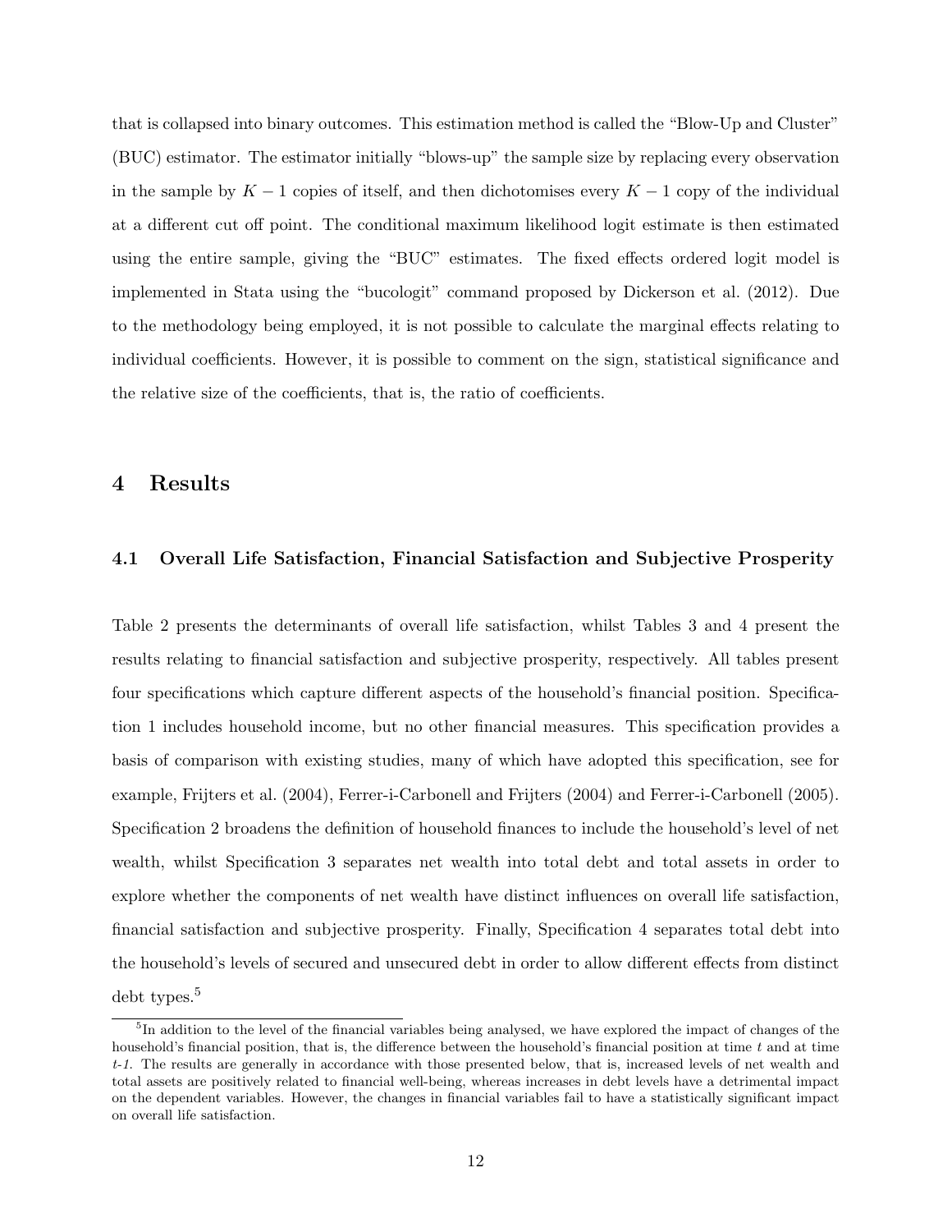that is collapsed into binary outcomes. This estimation method is called the "Blow-Up and Cluster" (BUC) estimator. The estimator initially "blows-up" the sample size by replacing every observation in the sample by $K-1$ copies of itself, and then dichotomises every $K-1$ copy of the individual at a different cut off point. The conditional maximum likelihood logit estimate is then estimated using the entire sample, giving the "BUC" estimates. The fixed effects ordered logit model is implemented in Stata using the "bucologit" command proposed by Dickerson et al. (2012). Due to the methodology being employed, it is not possible to calculate the marginal effects relating to individual coefficients. However, it is possible to comment on the sign, statistical significance and the relative size of the coefficients, that is, the ratio of coefficients.

# 4 Results

## 4.1 Overall Life Satisfaction, Financial Satisfaction and Subjective Prosperity

Table 2 presents the determinants of overall life satisfaction, whilst Tables 3 and 4 present the results relating to financial satisfaction and subjective prosperity, respectively. All tables present four specifications which capture different aspects of the household's financial position. Specification 1 includes household income, but no other financial measures. This specification provides a basis of comparison with existing studies, many of which have adopted this specification, see for example, Frijters et al. (2004), Ferrer-i-Carbonell and Frijters (2004) and Ferrer-i-Carbonell (2005). Specification 2 broadens the definition of household finances to include the household's level of net wealth, whilst Specification 3 separates net wealth into total debt and total assets in order to explore whether the components of net wealth have distinct influences on overall life satisfaction, financial satisfaction and subjective prosperity. Finally, Specification 4 separates total debt into the household's levels of secured and unsecured debt in order to allow different effects from distinct debt types.[5]

[5] In addition to the level of the financial variables being analysed, we have explored the impact of changes of the household's financial position, that is, the difference between the household's financial position at time $t$ and at time $t$-1. The results are generally in accordance with those presented below, that is, increased levels of net wealth and total assets are positively related to financial well-being, whereas increases in debt levels have a detrimental impact on the dependent variables. However, the changes in financial variables fail to have a statistically significant impact on overall life satisfaction.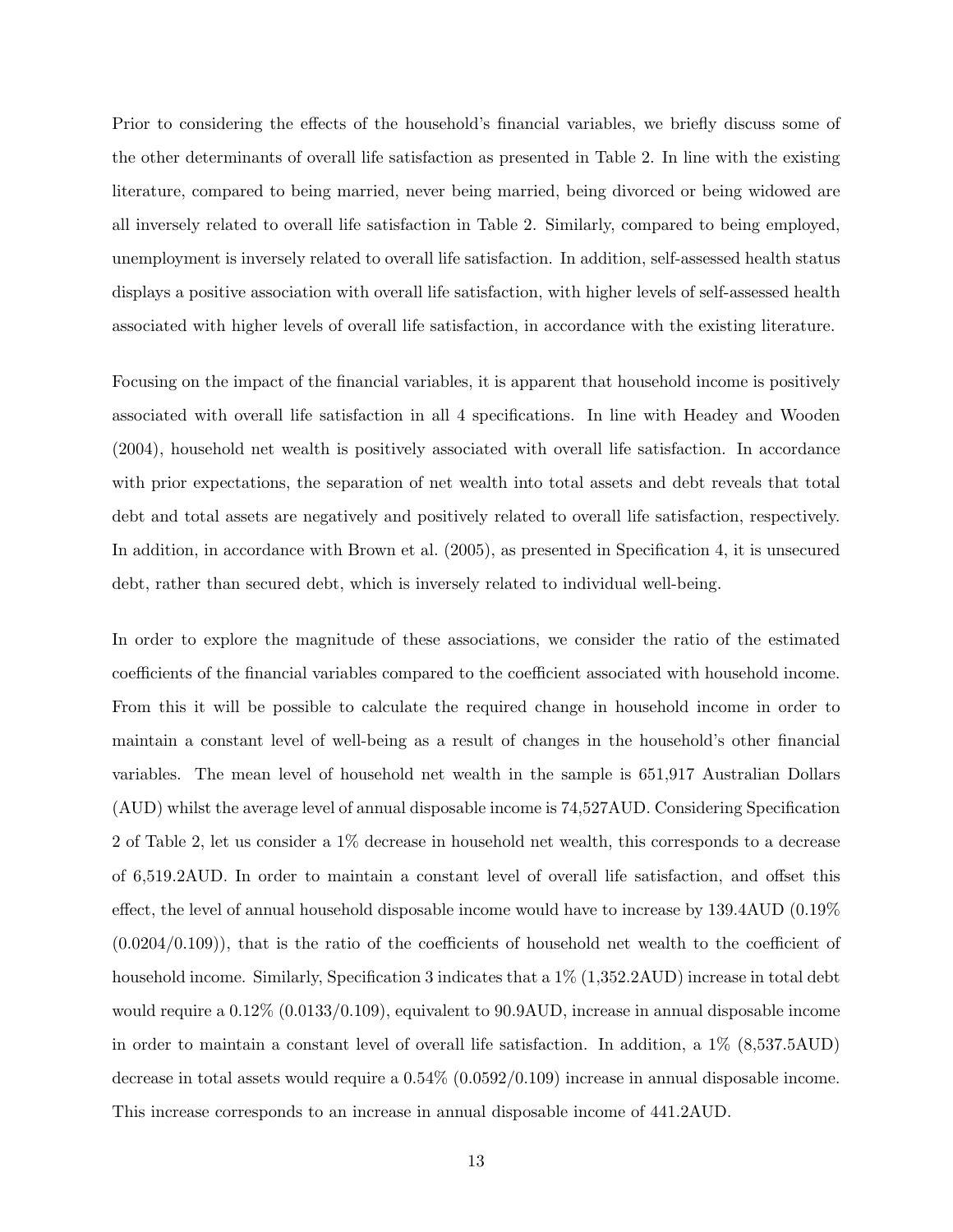Prior to considering the effects of the household's financial variables, we briefly discuss some of the other determinants of overall life satisfaction as presented in Table 2. In line with the existing literature, compared to being married, never being married, being divorced or being widowed are all inversely related to overall life satisfaction in Table 2. Similarly, compared to being employed, unemployment is inversely related to overall life satisfaction. In addition, self-assessed health status displays a positive association with overall life satisfaction, with higher levels of self-assessed health associated with higher levels of overall life satisfaction, in accordance with the existing literature.

Focusing on the impact of the financial variables, it is apparent that household income is positively associated with overall life satisfaction in all 4 specifications. In line with Headey and Wooden (2004), household net wealth is positively associated with overall life satisfaction. In accordance with prior expectations, the separation of net wealth into total assets and debt reveals that total debt and total assets are negatively and positively related to overall life satisfaction, respectively. In addition, in accordance with Brown et al. (2005), as presented in Specification 4, it is unsecured debt, rather than secured debt, which is inversely related to individual well-being.

In order to explore the magnitude of these associations, we consider the ratio of the estimated coefficients of the financial variables compared to the coefficient associated with household income. From this it will be possible to calculate the required change in household income in order to maintain a constant level of well-being as a result of changes in the household's other financial variables. The mean level of household net wealth in the sample is 651,917 Australian Dollars (AUD) whilst the average level of annual disposable income is 74,527AUD. Considering Specification 2 of Table 2, let us consider a 1% decrease in household net wealth, this corresponds to a decrease of 6,519.2AUD. In order to maintain a constant level of overall life satisfaction, and offset this effect, the level of annual household disposable income would have to increase by 139.4AUD (0.19% (0.0204/0.109)), that is the ratio of the coefficients of household net wealth to the coefficient of household income. Similarly, Specification 3 indicates that a 1% (1,352.2AUD) increase in total debt would require a 0.12% (0.0133/0.109), equivalent to 90.9AUD, increase in annual disposable income in order to maintain a constant level of overall life satisfaction. In addition, a 1% (8,537.5AUD) decrease in total assets would require a 0.54% (0.0592/0.109) increase in annual disposable income. This increase corresponds to an increase in annual disposable income of 441.2AUD.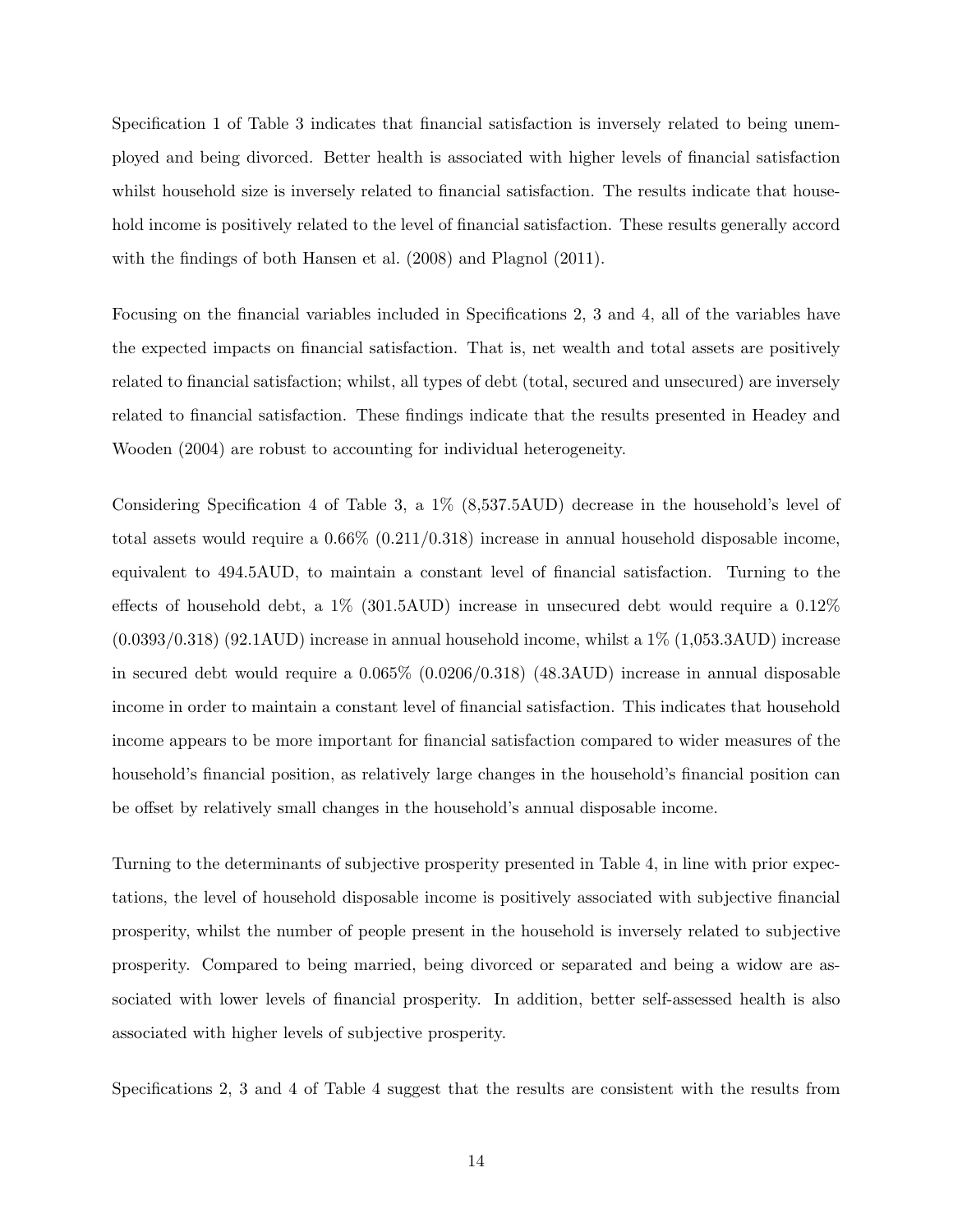Specification 1 of Table 3 indicates that financial satisfaction is inversely related to being unemployed and being divorced. Better health is associated with higher levels of financial satisfaction whilst household size is inversely related to financial satisfaction. The results indicate that household income is positively related to the level of financial satisfaction. These results generally accord with the findings of both Hansen et al. (2008) and Plagnol (2011).

Focusing on the financial variables included in Specifications 2, 3 and 4, all of the variables have the expected impacts on financial satisfaction. That is, net wealth and total assets are positively related to financial satisfaction; whilst, all types of debt (total, secured and unsecured) are inversely related to financial satisfaction. These findings indicate that the results presented in Headey and Wooden (2004) are robust to accounting for individual heterogeneity.

Considering Specification 4 of Table 3, a 1% (8,537.5AUD) decrease in the household's level of total assets would require a 0.66% (0.211/0.318) increase in annual household disposable income, equivalent to 494.5AUD, to maintain a constant level of financial satisfaction. Turning to the effects of household debt, a 1% (301.5AUD) increase in unsecured debt would require a 0.12% (0.0393/0.318) (92.1AUD) increase in annual household income, whilst a 1% (1,053.3AUD) increase in secured debt would require a 0.065% (0.0206/0.318) (48.3AUD) increase in annual disposable income in order to maintain a constant level of financial satisfaction. This indicates that household income appears to be more important for financial satisfaction compared to wider measures of the household's financial position, as relatively large changes in the household's financial position can be offset by relatively small changes in the household's annual disposable income.

Turning to the determinants of subjective prosperity presented in Table 4, in line with prior expectations, the level of household disposable income is positively associated with subjective financial prosperity, whilst the number of people present in the household is inversely related to subjective prosperity. Compared to being married, being divorced or separated and being a widow are associated with lower levels of financial prosperity. In addition, better self-assessed health is also associated with higher levels of subjective prosperity.

Specifications 2, 3 and 4 of Table 4 suggest that the results are consistent with the results from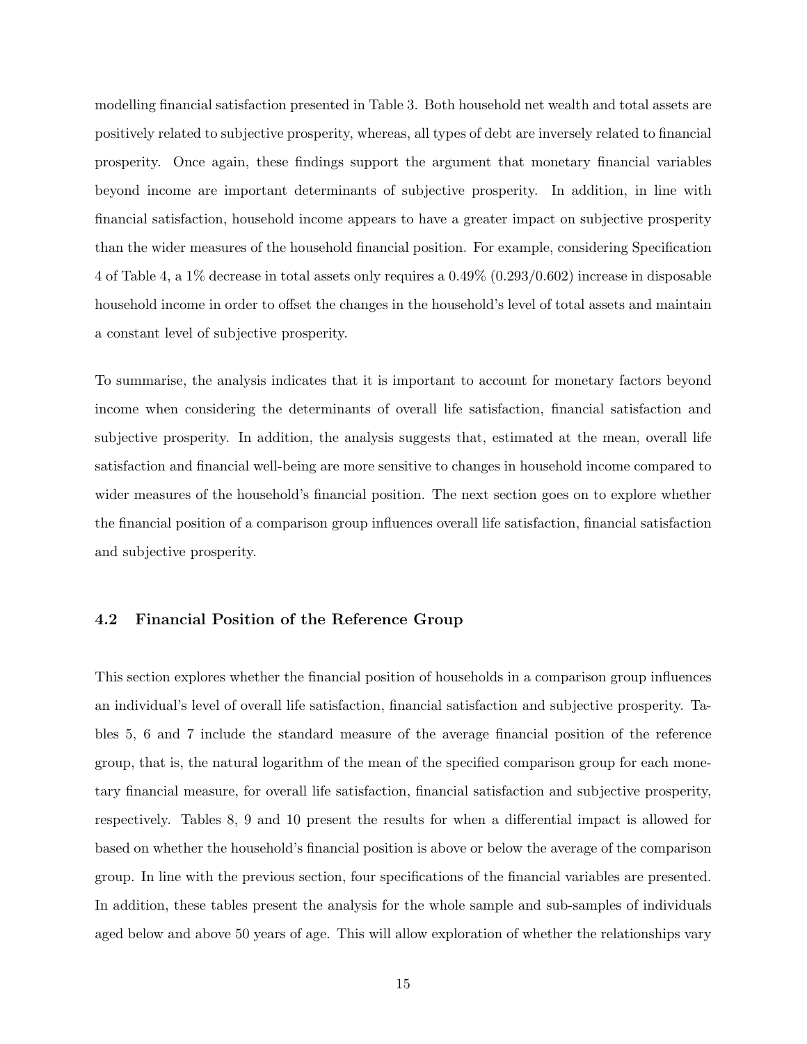modelling financial satisfaction presented in Table 3. Both household net wealth and total assets are positively related to subjective prosperity, whereas, all types of debt are inversely related to financial prosperity. Once again, these findings support the argument that monetary financial variables beyond income are important determinants of subjective prosperity. In addition, in line with financial satisfaction, household income appears to have a greater impact on subjective prosperity than the wider measures of the household financial position. For example, considering Specification 4 of Table 4, a 1% decrease in total assets only requires a 0.49% (0.293/0.602) increase in disposable household income in order to offset the changes in the household's level of total assets and maintain a constant level of subjective prosperity.

To summarise, the analysis indicates that it is important to account for monetary factors beyond income when considering the determinants of overall life satisfaction, financial satisfaction and subjective prosperity. In addition, the analysis suggests that, estimated at the mean, overall life satisfaction and financial well-being are more sensitive to changes in household income compared to wider measures of the household's financial position. The next section goes on to explore whether the financial position of a comparison group influences overall life satisfaction, financial satisfaction and subjective prosperity.

### 4.2 Financial Position of the Reference Group

This section explores whether the financial position of households in a comparison group influences an individual's level of overall life satisfaction, financial satisfaction and subjective prosperity. Tables 5, 6 and 7 include the standard measure of the average financial position of the reference group, that is, the natural logarithm of the mean of the specified comparison group for each monetary financial measure, for overall life satisfaction, financial satisfaction and subjective prosperity, respectively. Tables 8, 9 and 10 present the results for when a differential impact is allowed for based on whether the household's financial position is above or below the average of the comparison group. In line with the previous section, four specifications of the financial variables are presented. In addition, these tables present the analysis for the whole sample and sub-samples of individuals aged below and above 50 years of age. This will allow exploration of whether the relationships vary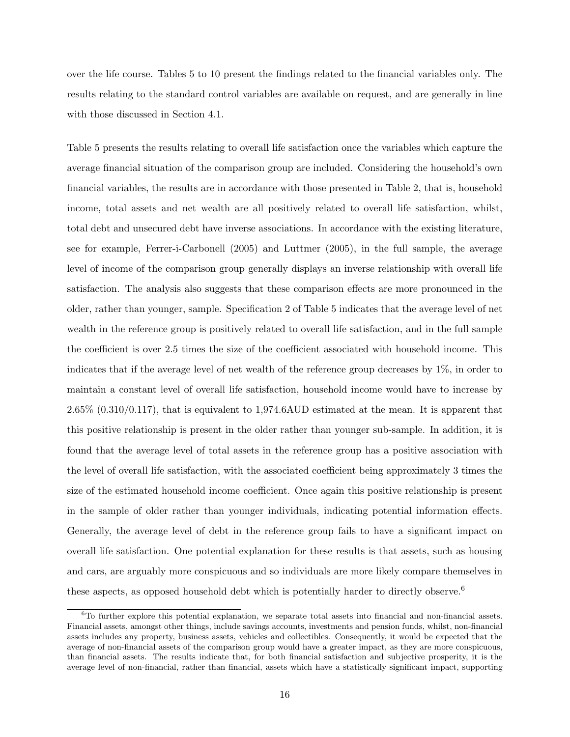over the life course. Tables 5 to 10 present the findings related to the financial variables only. The results relating to the standard control variables are available on request, and are generally in line with those discussed in Section 4.1.

Table 5 presents the results relating to overall life satisfaction once the variables which capture the average financial situation of the comparison group are included. Considering the household's own financial variables, the results are in accordance with those presented in Table 2, that is, household income, total assets and net wealth are all positively related to overall life satisfaction, whilst, total debt and unsecured debt have inverse associations. In accordance with the existing literature, see for example, Ferrer-i-Carbonell (2005) and Luttmer (2005), in the full sample, the average level of income of the comparison group generally displays an inverse relationship with overall life satisfaction. The analysis also suggests that these comparison effects are more pronounced in the older, rather than younger, sample. Specification 2 of Table 5 indicates that the average level of net wealth in the reference group is positively related to overall life satisfaction, and in the full sample the coefficient is over 2.5 times the size of the coefficient associated with household income. This indicates that if the average level of net wealth of the reference group decreases by 1%, in order to maintain a constant level of overall life satisfaction, household income would have to increase by 2.65% (0.310/0.117), that is equivalent to 1,974.6AUD estimated at the mean. It is apparent that this positive relationship is present in the older rather than younger sub-sample. In addition, it is found that the average level of total assets in the reference group has a positive association with the level of overall life satisfaction, with the associated coefficient being approximately 3 times the size of the estimated household income coefficient. Once again this positive relationship is present in the sample of older rather than younger individuals, indicating potential information effects. Generally, the average level of debt in the reference group fails to have a significant impact on overall life satisfaction. One potential explanation for these results is that assets, such as housing and cars, are arguably more conspicuous and so individuals are more likely compare themselves in these aspects, as opposed household debt which is potentially harder to directly observe.[6]

[6]To further explore this potential explanation, we separate total assets into financial and non-financial assets. Financial assets, amongst other things, include savings accounts, investments and pension funds, whilst, non-financial assets includes any property, business assets, vehicles and collectibles. Consequently, it would be expected that the average of non-financial assets of the comparison group would have a greater impact, as they are more conspicuous, than financial assets. The results indicate that, for both financial satisfaction and subjective prosperity, it is the average level of non-financial, rather than financial, assets which have a statistically significant impact, supporting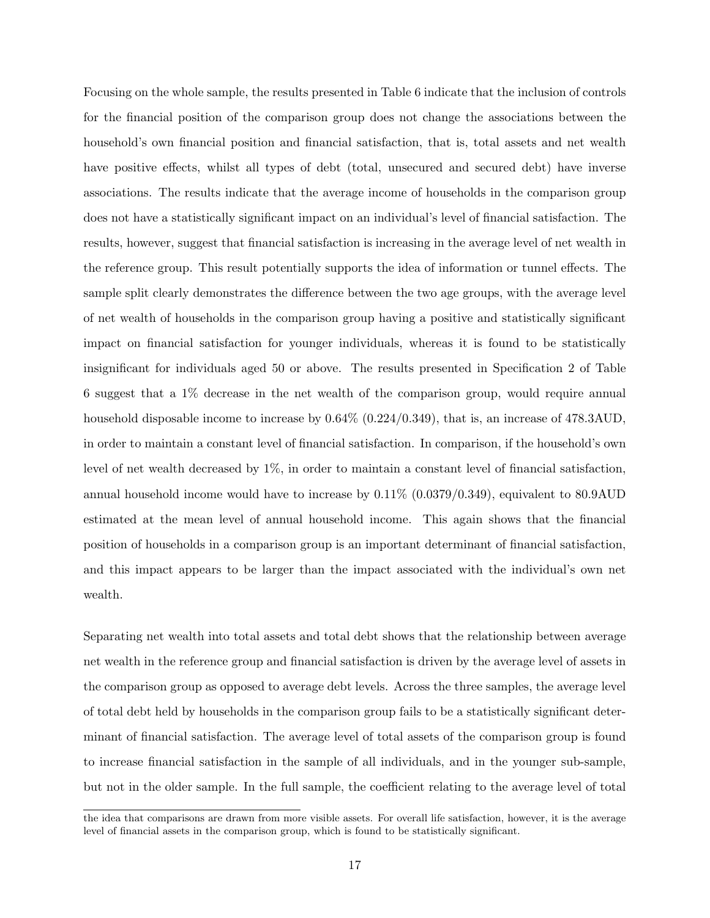Focusing on the whole sample, the results presented in Table 6 indicate that the inclusion of controls for the financial position of the comparison group does not change the associations between the household's own financial position and financial satisfaction, that is, total assets and net wealth have positive effects, whilst all types of debt (total, unsecured and secured debt) have inverse associations. The results indicate that the average income of households in the comparison group does not have a statistically significant impact on an individual's level of financial satisfaction. The results, however, suggest that financial satisfaction is increasing in the average level of net wealth in the reference group. This result potentially supports the idea of information or tunnel effects. The sample split clearly demonstrates the difference between the two age groups, with the average level of net wealth of households in the comparison group having a positive and statistically significant impact on financial satisfaction for younger individuals, whereas it is found to be statistically insignificant for individuals aged 50 or above. The results presented in Specification 2 of Table 6 suggest that a 1% decrease in the net wealth of the comparison group, would require annual household disposable income to increase by 0.64% (0.224/0.349), that is, an increase of 478.3AUD, in order to maintain a constant level of financial satisfaction. In comparison, if the household's own level of net wealth decreased by 1%, in order to maintain a constant level of financial satisfaction, annual household income would have to increase by 0.11% (0.0379/0.349), equivalent to 80.9AUD estimated at the mean level of annual household income. This again shows that the financial position of households in a comparison group is an important determinant of financial satisfaction, and this impact appears to be larger than the impact associated with the individual's own net wealth.

Separating net wealth into total assets and total debt shows that the relationship between average net wealth in the reference group and financial satisfaction is driven by the average level of assets in the comparison group as opposed to average debt levels. Across the three samples, the average level of total debt held by households in the comparison group fails to be a statistically significant determinant of financial satisfaction. The average level of total assets of the comparison group is found to increase financial satisfaction in the sample of all individuals, and in the younger sub-sample, but not in the older sample. In the full sample, the coefficient relating to the average level of total

the idea that comparisons are drawn from more visible assets. For overall life satisfaction, however, it is the average level of financial assets in the comparison group, which is found to be statistically significant.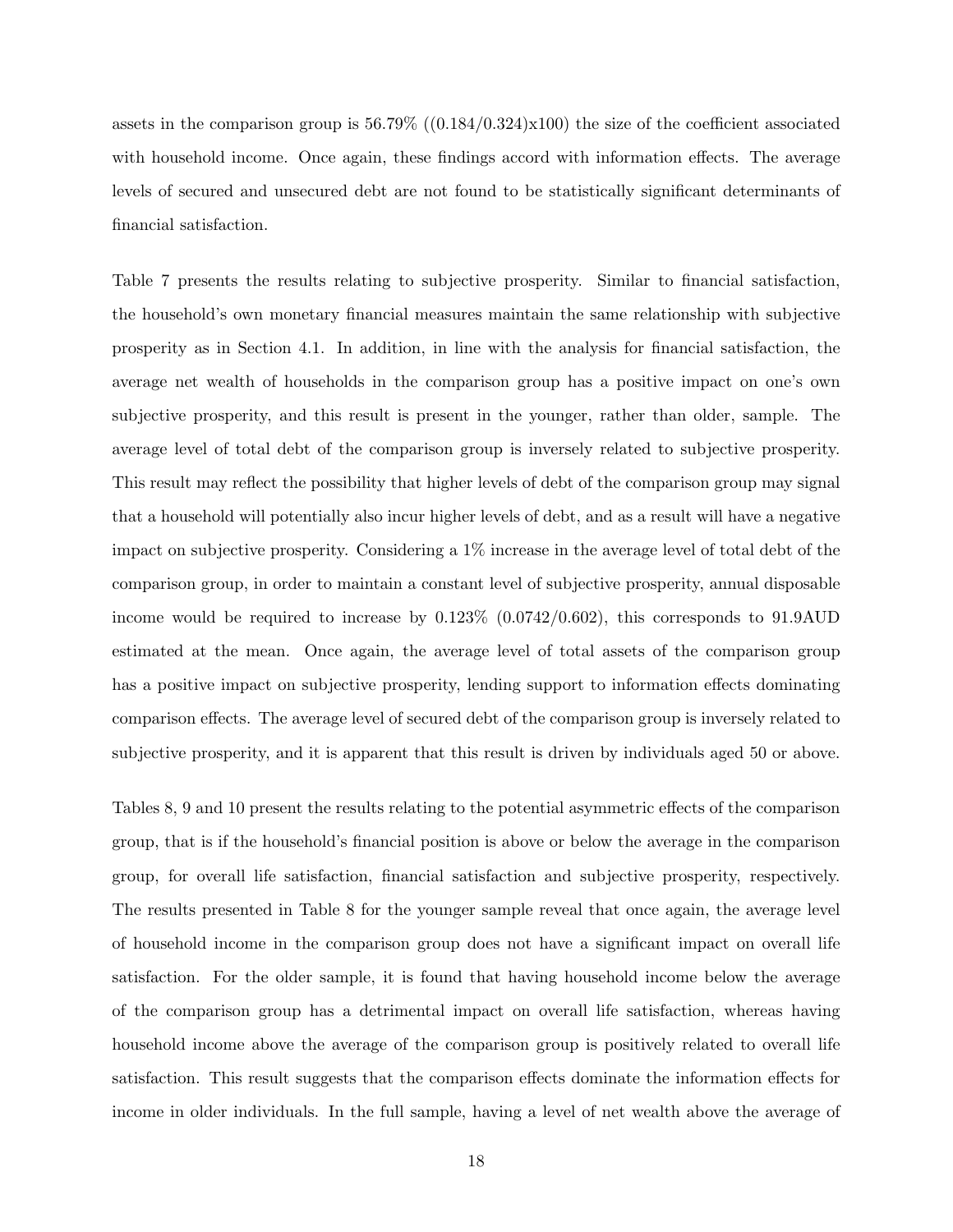assets in the comparison group is 56.79% ((0.184/0.324)x100) the size of the coefficient associated with household income. Once again, these findings accord with information effects. The average levels of secured and unsecured debt are not found to be statistically significant determinants of financial satisfaction.

Table 7 presents the results relating to subjective prosperity. Similar to financial satisfaction, the household's own monetary financial measures maintain the same relationship with subjective prosperity as in Section 4.1. In addition, in line with the analysis for financial satisfaction, the average net wealth of households in the comparison group has a positive impact on one's own subjective prosperity, and this result is present in the younger, rather than older, sample. The average level of total debt of the comparison group is inversely related to subjective prosperity. This result may reflect the possibility that higher levels of debt of the comparison group may signal that a household will potentially also incur higher levels of debt, and as a result will have a negative impact on subjective prosperity. Considering a 1% increase in the average level of total debt of the comparison group, in order to maintain a constant level of subjective prosperity, annual disposable income would be required to increase by 0.123% (0.0742/0.602), this corresponds to 91.9AUD estimated at the mean. Once again, the average level of total assets of the comparison group has a positive impact on subjective prosperity, lending support to information effects dominating comparison effects. The average level of secured debt of the comparison group is inversely related to subjective prosperity, and it is apparent that this result is driven by individuals aged 50 or above.

Tables 8, 9 and 10 present the results relating to the potential asymmetric effects of the comparison group, that is if the household's financial position is above or below the average in the comparison group, for overall life satisfaction, financial satisfaction and subjective prosperity, respectively. The results presented in Table 8 for the younger sample reveal that once again, the average level of household income in the comparison group does not have a significant impact on overall life satisfaction. For the older sample, it is found that having household income below the average of the comparison group has a detrimental impact on overall life satisfaction, whereas having household income above the average of the comparison group is positively related to overall life satisfaction. This result suggests that the comparison effects dominate the information effects for income in older individuals. In the full sample, having a level of net wealth above the average of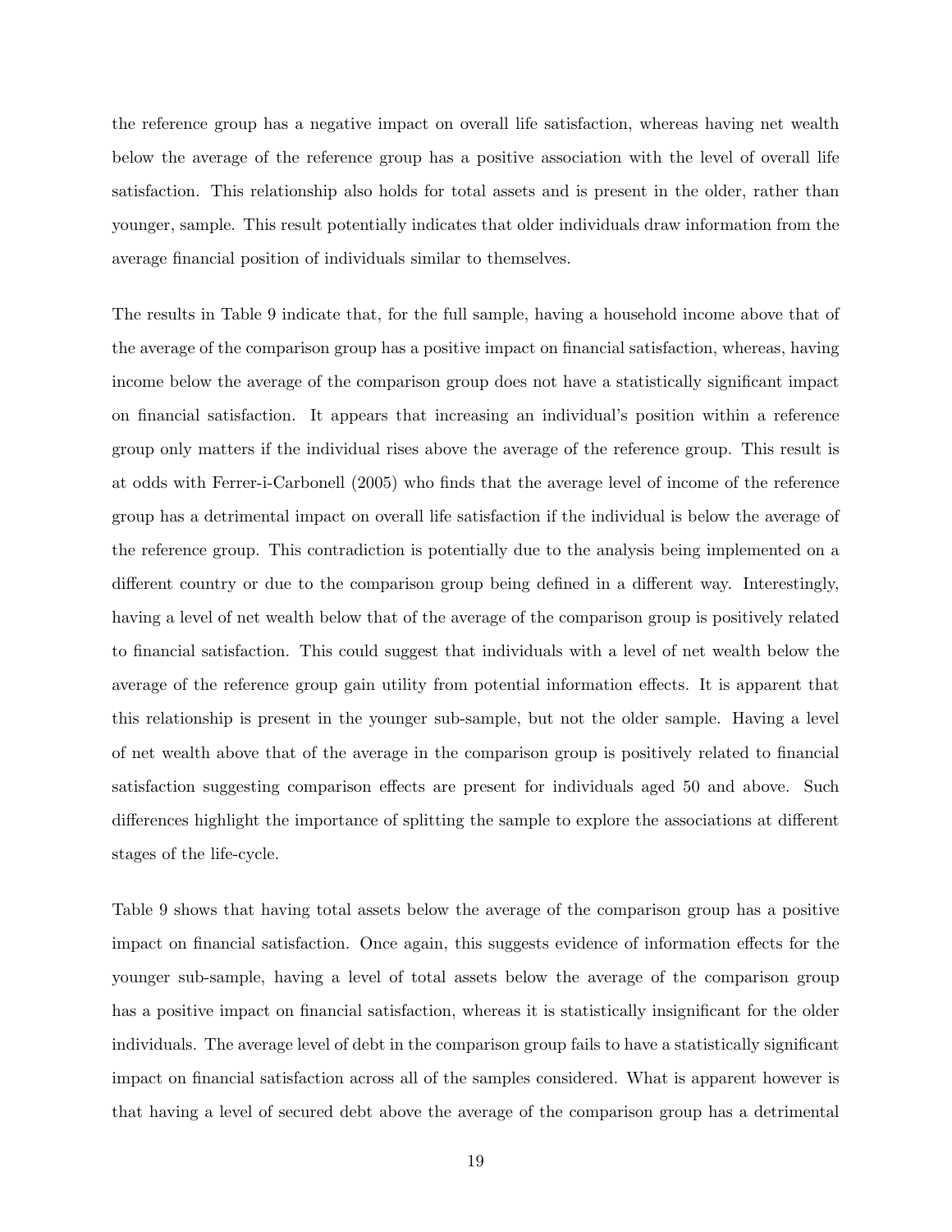the reference group has a negative impact on overall life satisfaction, whereas having net wealth below the average of the reference group has a positive association with the level of overall life satisfaction. This relationship also holds for total assets and is present in the older, rather than younger, sample. This result potentially indicates that older individuals draw information from the average financial position of individuals similar to themselves.

The results in Table 9 indicate that, for the full sample, having a household income above that of the average of the comparison group has a positive impact on financial satisfaction, whereas, having income below the average of the comparison group does not have a statistically significant impact on financial satisfaction. It appears that increasing an individual's position within a reference group only matters if the individual rises above the average of the reference group. This result is at odds with Ferrer-i-Carbonell (2005) who finds that the average level of income of the reference group has a detrimental impact on overall life satisfaction if the individual is below the average of the reference group. This contradiction is potentially due to the analysis being implemented on a different country or due to the comparison group being defined in a different way. Interestingly, having a level of net wealth below that of the average of the comparison group is positively related to financial satisfaction. This could suggest that individuals with a level of net wealth below the average of the reference group gain utility from potential information effects. It is apparent that this relationship is present in the younger sub-sample, but not the older sample. Having a level of net wealth above that of the average in the comparison group is positively related to financial satisfaction suggesting comparison effects are present for individuals aged 50 and above. Such differences highlight the importance of splitting the sample to explore the associations at different stages of the life-cycle.

Table 9 shows that having total assets below the average of the comparison group has a positive impact on financial satisfaction. Once again, this suggests evidence of information effects for the younger sub-sample, having a level of total assets below the average of the comparison group has a positive impact on financial satisfaction, whereas it is statistically insignificant for the older individuals. The average level of debt in the comparison group fails to have a statistically significant impact on financial satisfaction across all of the samples considered. What is apparent however is that having a level of secured debt above the average of the comparison group has a detrimental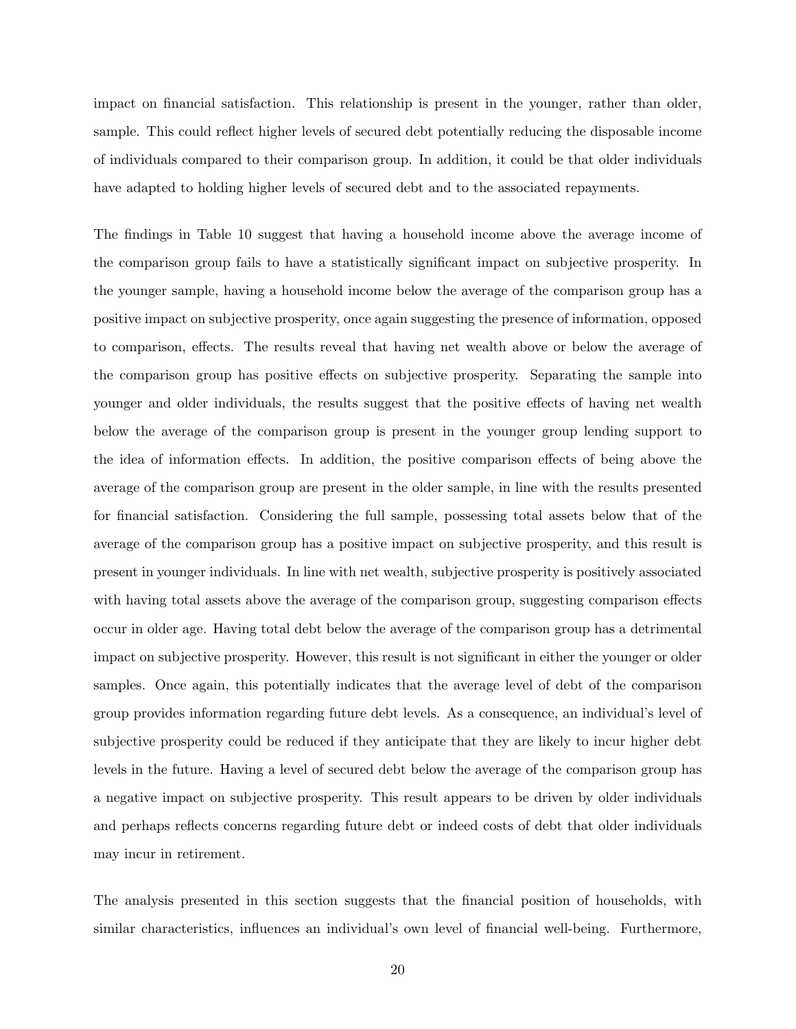impact on financial satisfaction. This relationship is present in the younger, rather than older, sample. This could reflect higher levels of secured debt potentially reducing the disposable income of individuals compared to their comparison group. In addition, it could be that older individuals have adapted to holding higher levels of secured debt and to the associated repayments.

The findings in Table 10 suggest that having a household income above the average income of the comparison group fails to have a statistically significant impact on subjective prosperity. In the younger sample, having a household income below the average of the comparison group has a positive impact on subjective prosperity, once again suggesting the presence of information, opposed to comparison, effects. The results reveal that having net wealth above or below the average of the comparison group has positive effects on subjective prosperity. Separating the sample into younger and older individuals, the results suggest that the positive effects of having net wealth below the average of the comparison group is present in the younger group lending support to the idea of information effects. In addition, the positive comparison effects of being above the average of the comparison group are present in the older sample, in line with the results presented for financial satisfaction. Considering the full sample, possessing total assets below that of the average of the comparison group has a positive impact on subjective prosperity, and this result is present in younger individuals. In line with net wealth, subjective prosperity is positively associated with having total assets above the average of the comparison group, suggesting comparison effects occur in older age. Having total debt below the average of the comparison group has a detrimental impact on subjective prosperity. However, this result is not significant in either the younger or older samples. Once again, this potentially indicates that the average level of debt of the comparison group provides information regarding future debt levels. As a consequence, an individual's level of subjective prosperity could be reduced if they anticipate that they are likely to incur higher debt levels in the future. Having a level of secured debt below the average of the comparison group has a negative impact on subjective prosperity. This result appears to be driven by older individuals and perhaps reflects concerns regarding future debt or indeed costs of debt that older individuals may incur in retirement.

The analysis presented in this section suggests that the financial position of households, with similar characteristics, influences an individual's own level of financial well-being. Furthermore,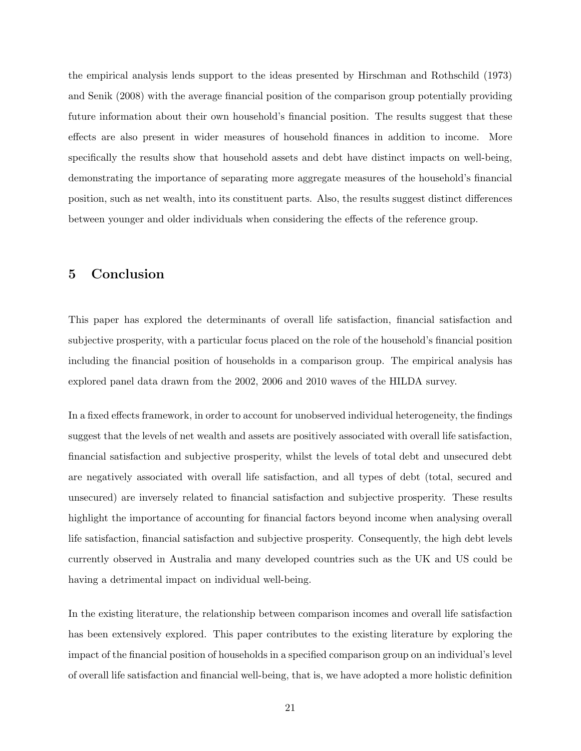the empirical analysis lends support to the ideas presented by Hirschman and Rothschild (1973) and Senik (2008) with the average financial position of the comparison group potentially providing future information about their own household's financial position. The results suggest that these effects are also present in wider measures of household finances in addition to income. More specifically the results show that household assets and debt have distinct impacts on well-being, demonstrating the importance of separating more aggregate measures of the household's financial position, such as net wealth, into its constituent parts. Also, the results suggest distinct differences between younger and older individuals when considering the effects of the reference group.

## 5 Conclusion

This paper has explored the determinants of overall life satisfaction, financial satisfaction and subjective prosperity, with a particular focus placed on the role of the household's financial position including the financial position of households in a comparison group. The empirical analysis has explored panel data drawn from the 2002, 2006 and 2010 waves of the HILDA survey.

In a fixed effects framework, in order to account for unobserved individual heterogeneity, the findings suggest that the levels of net wealth and assets are positively associated with overall life satisfaction, financial satisfaction and subjective prosperity, whilst the levels of total debt and unsecured debt are negatively associated with overall life satisfaction, and all types of debt (total, secured and unsecured) are inversely related to financial satisfaction and subjective prosperity. These results highlight the importance of accounting for financial factors beyond income when analysing overall life satisfaction, financial satisfaction and subjective prosperity. Consequently, the high debt levels currently observed in Australia and many developed countries such as the UK and US could be having a detrimental impact on individual well-being.

In the existing literature, the relationship between comparison incomes and overall life satisfaction has been extensively explored. This paper contributes to the existing literature by exploring the impact of the financial position of households in a specified comparison group on an individual's level of overall life satisfaction and financial well-being, that is, we have adopted a more holistic definition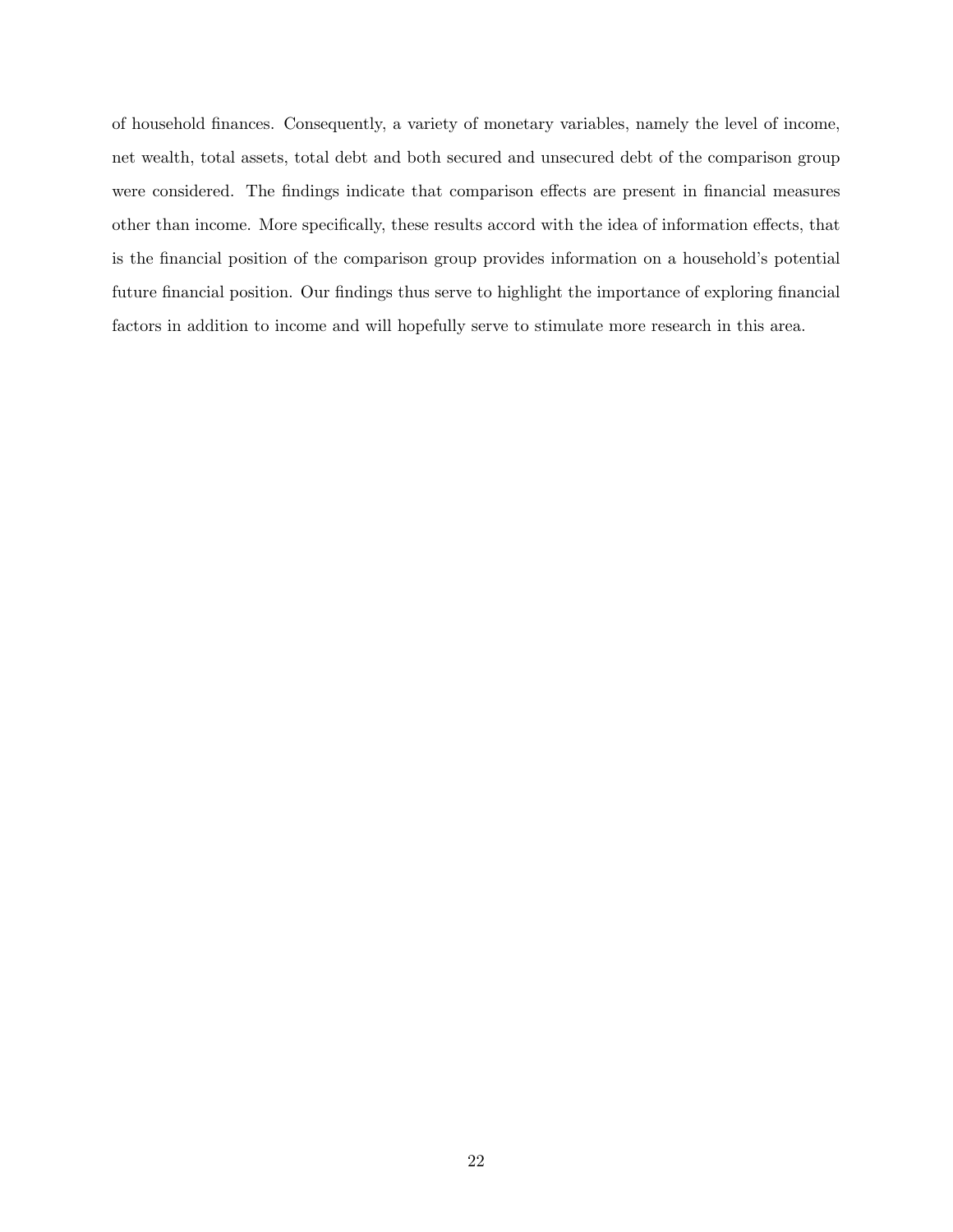of household finances. Consequently, a variety of monetary variables, namely the level of income, net wealth, total assets, total debt and both secured and unsecured debt of the comparison group were considered. The findings indicate that comparison effects are present in financial measures other than income. More specifically, these results accord with the idea of information effects, that is the financial position of the comparison group provides information on a household's potential future financial position. Our findings thus serve to highlight the importance of exploring financial factors in addition to income and will hopefully serve to stimulate more research in this area.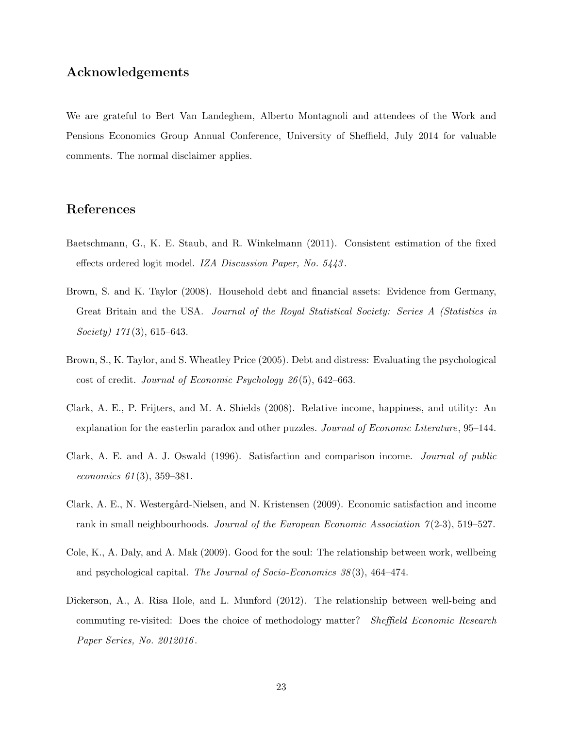## Acknowledgements

We are grateful to Bert Van Landeghem, Alberto Montagnoli and attendees of the Work and Pensions Economics Group Annual Conference, University of Sheffield, July 2014 for valuable comments. The normal disclaimer applies.

## References

Baetschmann, G., K. E. Staub, and R. Winkelmann (2011). Consistent estimation of the fixed effects ordered logit model. *IZA Discussion Paper, No. 5443*.

Brown, S. and K. Taylor (2008). Household debt and financial assets: Evidence from Germany, Great Britain and the USA. *Journal of the Royal Statistical Society: Series A (Statistics in Society) 171*(3), 615–643.

Brown, S., K. Taylor, and S. Wheatley Price (2005). Debt and distress: Evaluating the psychological cost of credit. *Journal of Economic Psychology 26*(5), 642–663.

Clark, A. E., P. Frijters, and M. A. Shields (2008). Relative income, happiness, and utility: An explanation for the easterlin paradox and other puzzles. *Journal of Economic Literature*, 95–144.

Clark, A. E. and A. J. Oswald (1996). Satisfaction and comparison income. *Journal of public economics 61*(3), 359–381.

Clark, A. E., N. Westergård-Nielsen, and N. Kristensen (2009). Economic satisfaction and income rank in small neighbourhoods. *Journal of the European Economic Association 7*(2-3), 519–527.

Cole, K., A. Daly, and A. Mak (2009). Good for the soul: The relationship between work, wellbeing and psychological capital. *The Journal of Socio-Economics 38*(3), 464–474.

Dickerson, A., A. Risa Hole, and L. Munford (2012). The relationship between well-being and commuting re-visited: Does the choice of methodology matter? *Sheffield Economic Research Paper Series, No. 2012016*.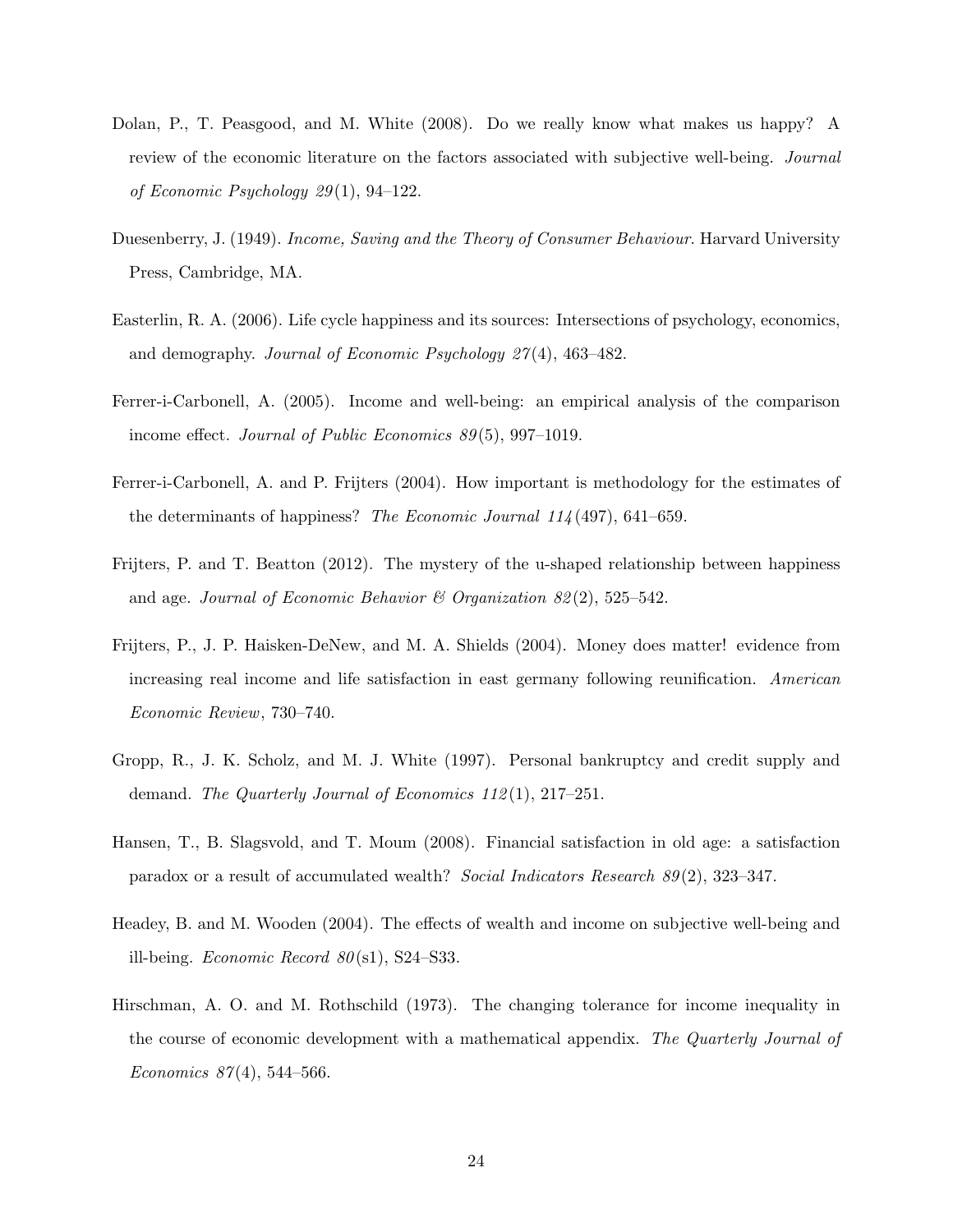Dolan, P., T. Peasgood, and M. White (2008). Do we really know what makes us happy? A review of the economic literature on the factors associated with subjective well-being. *Journal of Economic Psychology 29*(1), 94–122.

Duesenberry, J. (1949). *Income, Saving and the Theory of Consumer Behaviour*. Harvard University Press, Cambridge, MA.

Easterlin, R. A. (2006). Life cycle happiness and its sources: Intersections of psychology, economics, and demography. *Journal of Economic Psychology 27*(4), 463–482.

Ferrer-i-Carbonell, A. (2005). Income and well-being: an empirical analysis of the comparison income effect. *Journal of Public Economics 89*(5), 997–1019.

Ferrer-i-Carbonell, A. and P. Frijters (2004). How important is methodology for the estimates of the determinants of happiness? *The Economic Journal 114*(497), 641–659.

Frijters, P. and T. Beatton (2012). The mystery of the u-shaped relationship between happiness and age. *Journal of Economic Behavior & Organization 82*(2), 525–542.

Frijters, P., J. P. Haisken-DeNew, and M. A. Shields (2004). Money does matter! evidence from increasing real income and life satisfaction in east germany following reunification. *American Economic Review*, 730–740.

Gropp, R., J. K. Scholz, and M. J. White (1997). Personal bankruptcy and credit supply and demand. *The Quarterly Journal of Economics 112*(1), 217–251.

Hansen, T., B. Slagsvold, and T. Moum (2008). Financial satisfaction in old age: a satisfaction paradox or a result of accumulated wealth? *Social Indicators Research 89*(2), 323–347.

Headey, B. and M. Wooden (2004). The effects of wealth and income on subjective well-being and ill-being. *Economic Record 80*(s1), S24–S33.

Hirschman, A. O. and M. Rothschild (1973). The changing tolerance for income inequality in the course of economic development with a mathematical appendix. *The Quarterly Journal of Economics 87*(4), 544–566.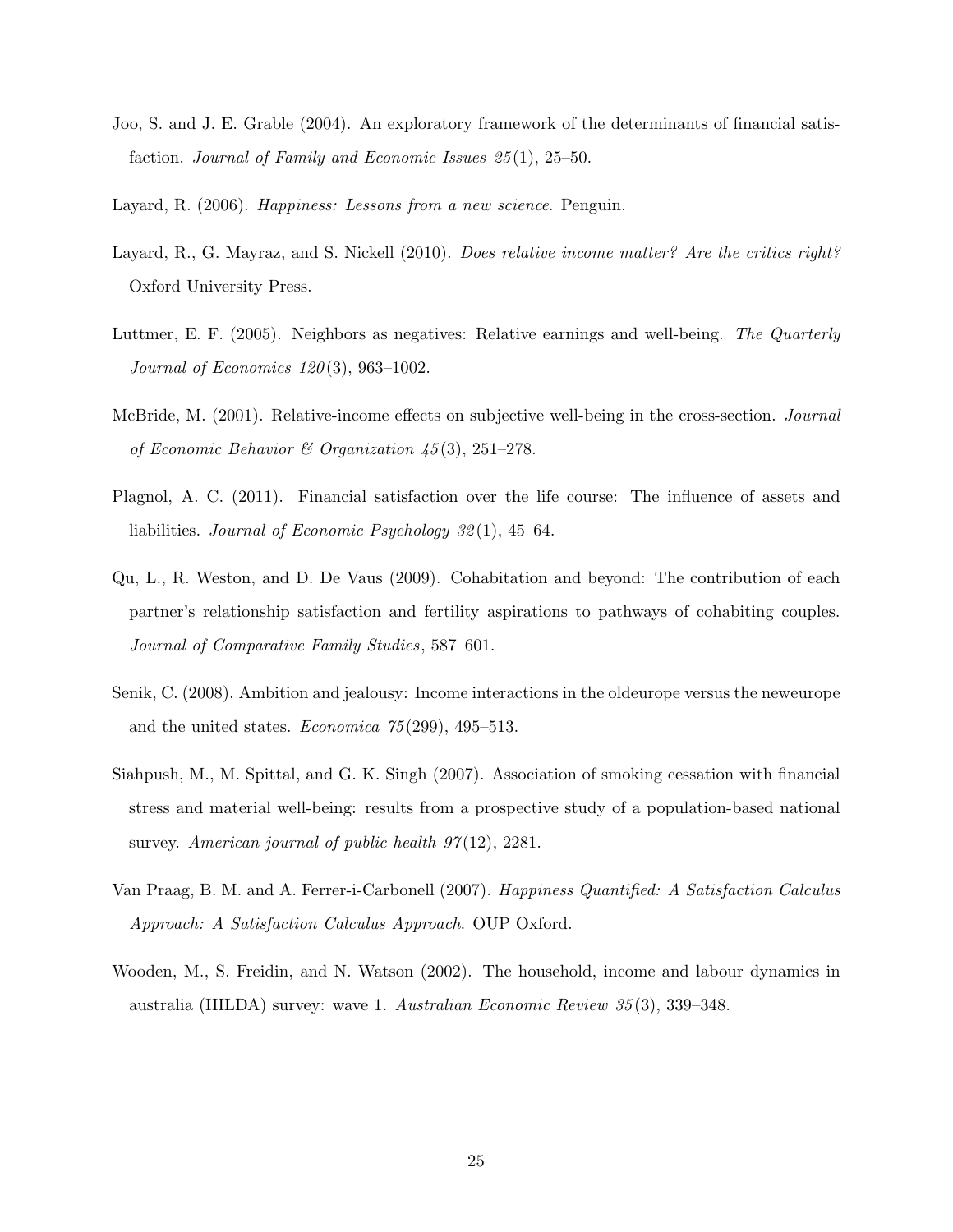Joo, S. and J. E. Grable (2004). An exploratory framework of the determinants of financial satisfaction. *Journal of Family and Economic Issues 25*(1), 25–50.

Layard, R. (2006). *Happiness: Lessons from a new science*. Penguin.

Layard, R., G. Mayraz, and S. Nickell (2010). *Does relative income matter? Are the critics right?* Oxford University Press.

Luttmer, E. F. (2005). Neighbors as negatives: Relative earnings and well-being. *The Quarterly Journal of Economics 120*(3), 963–1002.

McBride, M. (2001). Relative-income effects on subjective well-being in the cross-section. *Journal of Economic Behavior & Organization 45*(3), 251–278.

Plagnol, A. C. (2011). Financial satisfaction over the life course: The influence of assets and liabilities. *Journal of Economic Psychology 32*(1), 45–64.

Qu, L., R. Weston, and D. De Vaus (2009). Cohabitation and beyond: The contribution of each partner's relationship satisfaction and fertility aspirations to pathways of cohabiting couples. *Journal of Comparative Family Studies*, 587–601.

Senik, C. (2008). Ambition and jealousy: Income interactions in the oldeurope versus the neweurope and the united states. *Economica 75*(299), 495–513.

Siahpush, M., M. Spittal, and G. K. Singh (2007). Association of smoking cessation with financial stress and material well-being: results from a prospective study of a population-based national survey. *American journal of public health 97*(12), 2281.

Van Praag, B. M. and A. Ferrer-i-Carbonell (2007). *Happiness Quantified: A Satisfaction Calculus Approach: A Satisfaction Calculus Approach*. OUP Oxford.

Wooden, M., S. Freidin, and N. Watson (2002). The household, income and labour dynamics in australia (HILDA) survey: wave 1. *Australian Economic Review 35*(3), 339–348.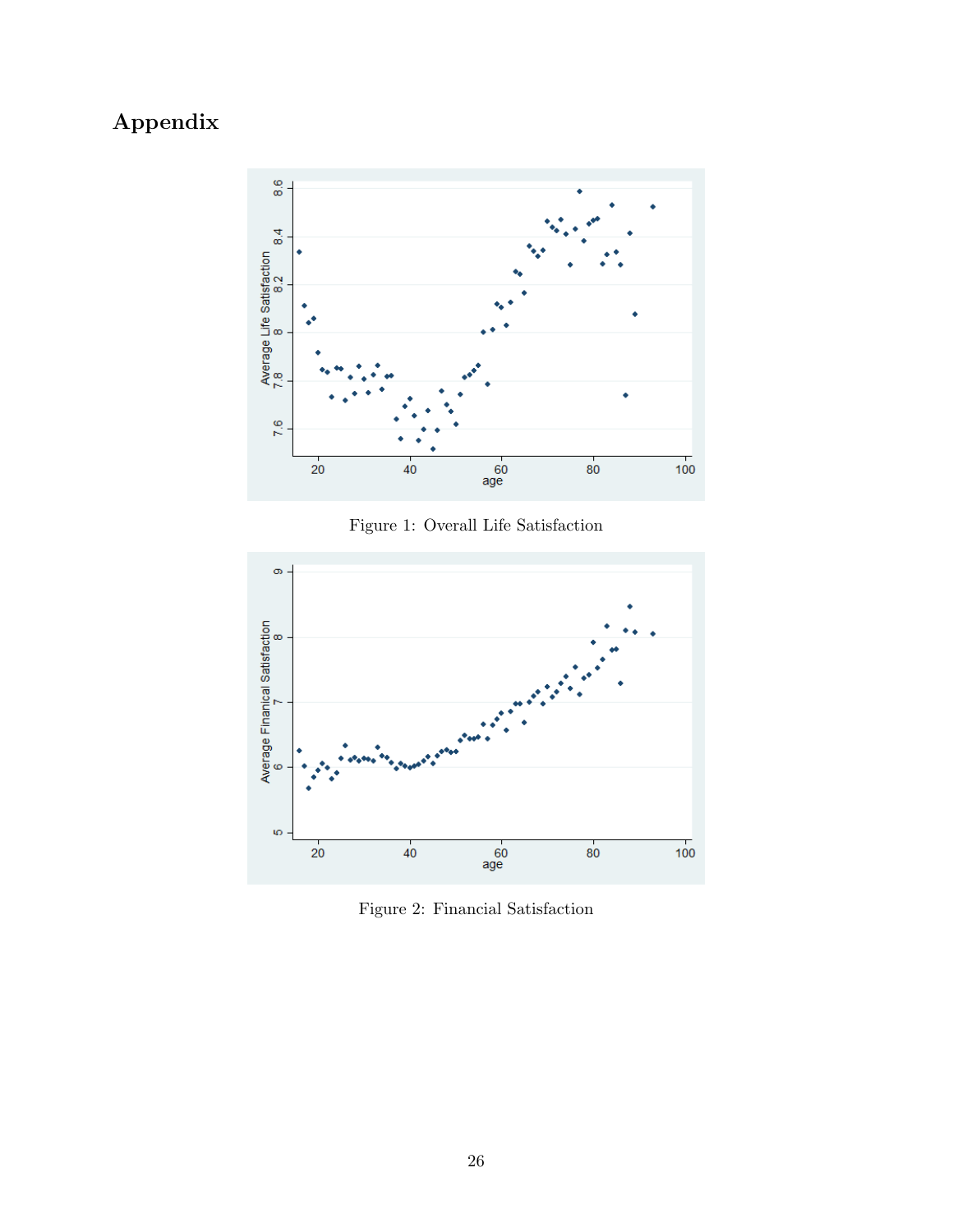# Appendix

Figure 1: Overall Life Satisfaction

Figure 2: Financial Satisfaction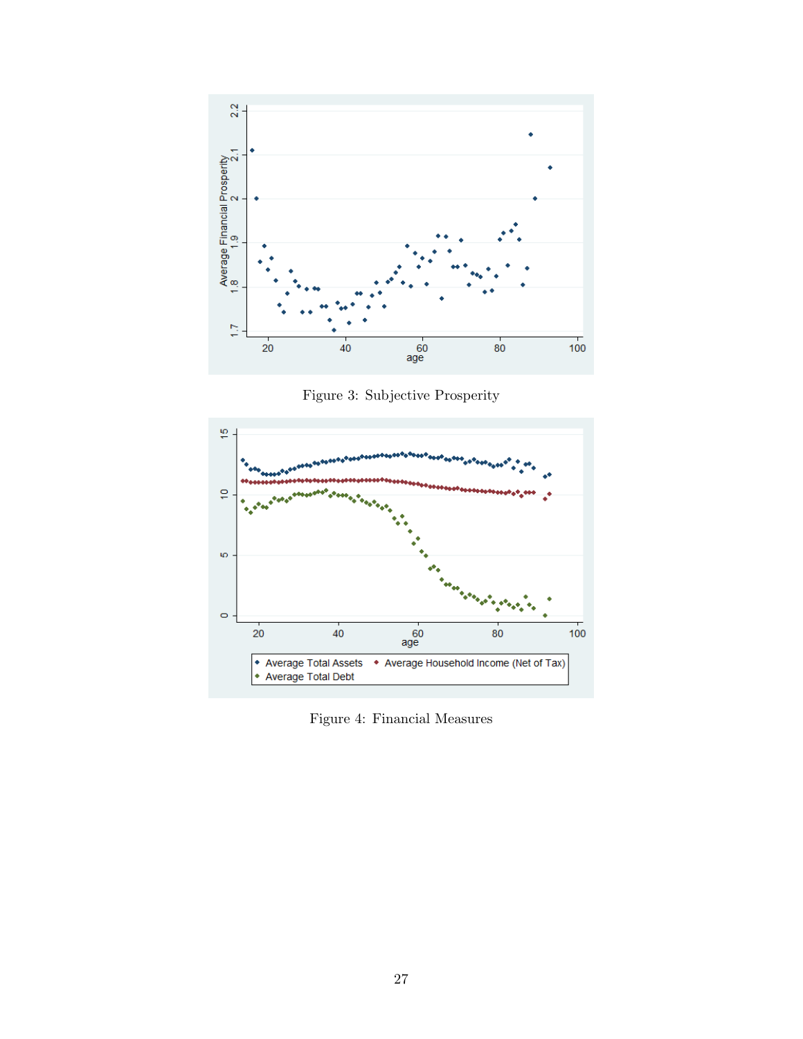Figure 3: Subjective Prosperity

Figure 4: Financial Measures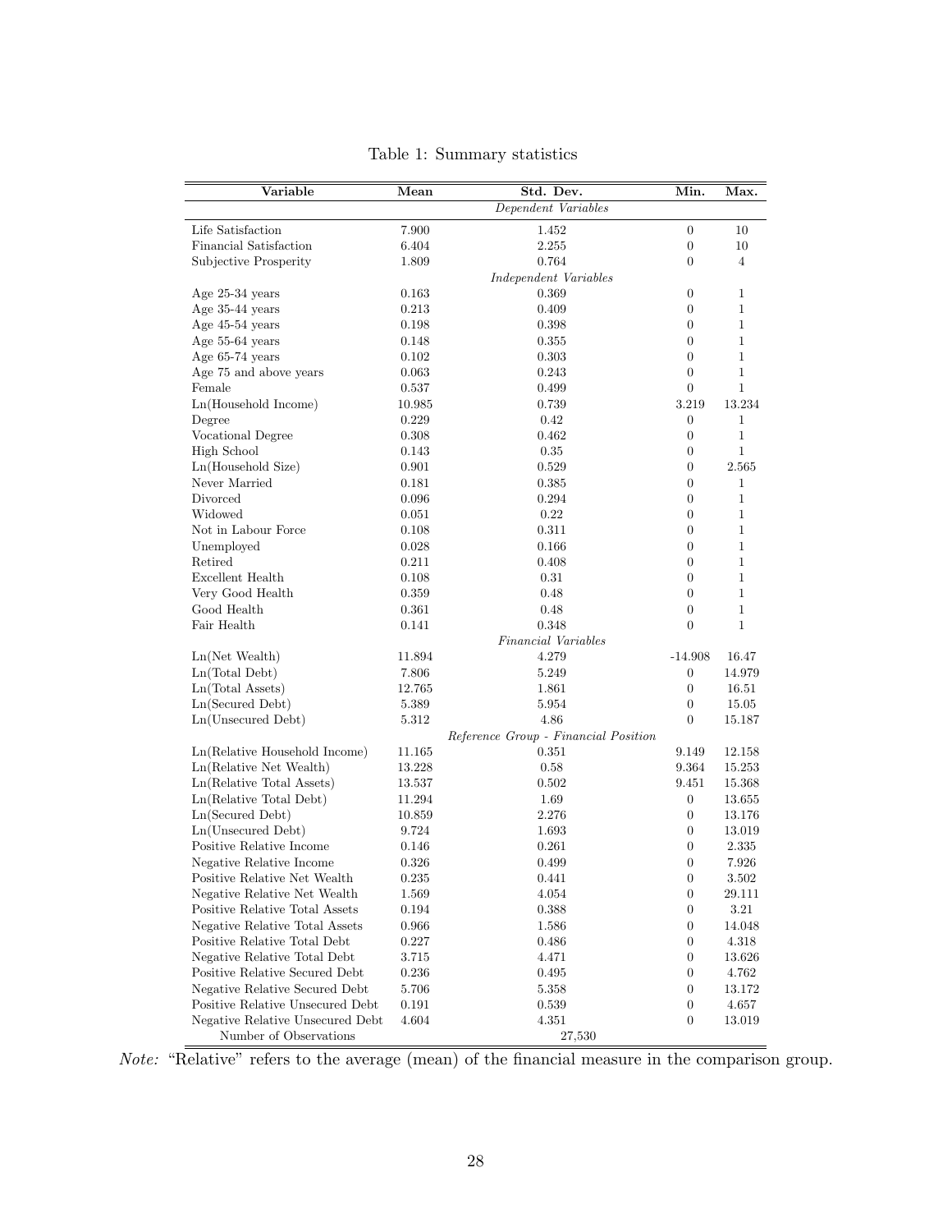Table 1: Summary statistics

| Variable | Mean | Std. Dev. | Min. | Max. |
|---|---|---|---|---|
| | | *Dependent Variables* | | |
| Life Satisfaction | 7.900 | 1.452 | 0 | 10 |
| Financial Satisfaction | 6.404 | 2.255 | 0 | 10 |
| Subjective Prosperity | 1.809 | 0.764 | 0 | 4 |
| | | *Independent Variables* | | |
| Age 25-34 years | 0.163 | 0.369 | 0 | 1 |
| Age 35-44 years | 0.213 | 0.409 | 0 | 1 |
| Age 45-54 years | 0.198 | 0.398 | 0 | 1 |
| Age 55-64 years | 0.148 | 0.355 | 0 | 1 |
| Age 65-74 years | 0.102 | 0.303 | 0 | 1 |
| Age 75 and above years | 0.063 | 0.243 | 0 | 1 |
| Female | 0.537 | 0.499 | 0 | 1 |
| Ln(Household Income) | 10.985 | 0.739 | 3.219 | 13.234 |
| Degree | 0.229 | 0.42 | 0 | 1 |
| Vocational Degree | 0.308 | 0.462 | 0 | 1 |
| High School | 0.143 | 0.35 | 0 | 1 |
| Ln(Household Size) | 0.901 | 0.529 | 0 | 2.565 |
| Never Married | 0.181 | 0.385 | 0 | 1 |
| Divorced | 0.096 | 0.294 | 0 | 1 |
| Widowed | 0.051 | 0.22 | 0 | 1 |
| Not in Labour Force | 0.108 | 0.311 | 0 | 1 |
| Unemployed | 0.028 | 0.166 | 0 | 1 |
| Retired | 0.211 | 0.408 | 0 | 1 |
| Excellent Health | 0.108 | 0.31 | 0 | 1 |
| Very Good Health | 0.359 | 0.48 | 0 | 1 |
| Good Health | 0.361 | 0.48 | 0 | 1 |
| Fair Health | 0.141 | 0.348 | 0 | 1 |
| | | *Financial Variables* | | |
| Ln(Net Wealth) | 11.894 | 4.279 | -14.908 | 16.47 |
| Ln(Total Debt) | 7.806 | 5.249 | 0 | 14.979 |
| Ln(Total Assets) | 12.765 | 1.861 | 0 | 16.51 |
| Ln(Secured Debt) | 5.389 | 5.954 | 0 | 15.05 |
| Ln(Unsecured Debt) | 5.312 | 4.86 | 0 | 15.187 |
| | | *Reference Group - Financial Position* | | |
| Ln(Relative Household Income) | 11.165 | 0.351 | 9.149 | 12.158 |
| Ln(Relative Net Wealth) | 13.228 | 0.58 | 9.364 | 15.253 |
| Ln(Relative Total Assets) | 13.537 | 0.502 | 9.451 | 15.368 |
| Ln(Relative Total Debt) | 11.294 | 1.69 | 0 | 13.655 |
| Ln(Secured Debt) | 10.859 | 2.276 | 0 | 13.176 |
| Ln(Unsecured Debt) | 9.724 | 1.693 | 0 | 13.019 |
| Positive Relative Income | 0.146 | 0.261 | 0 | 2.335 |
| Negative Relative Income | 0.326 | 0.499 | 0 | 7.926 |
| Positive Relative Net Wealth | 0.235 | 0.441 | 0 | 3.502 |
| Negative Relative Net Wealth | 1.569 | 4.054 | 0 | 29.111 |
| Positive Relative Total Assets | 0.194 | 0.388 | 0 | 3.21 |
| Negative Relative Total Assets | 0.966 | 1.586 | 0 | 14.048 |
| Positive Relative Total Debt | 0.227 | 0.486 | 0 | 4.318 |
| Negative Relative Total Debt | 3.715 | 4.471 | 0 | 13.626 |
| Positive Relative Secured Debt | 0.236 | 0.495 | 0 | 4.762 |
| Negative Relative Secured Debt | 5.706 | 5.358 | 0 | 13.172 |
| Positive Relative Unsecured Debt | 0.191 | 0.539 | 0 | 4.657 |
| Negative Relative Unsecured Debt | 4.604 | 4.351 | 0 | 13.019 |
| Number of Observations | | 27,530 | | |

*Note:* "Relative" refers to the average (mean) of the financial measure in the comparison group.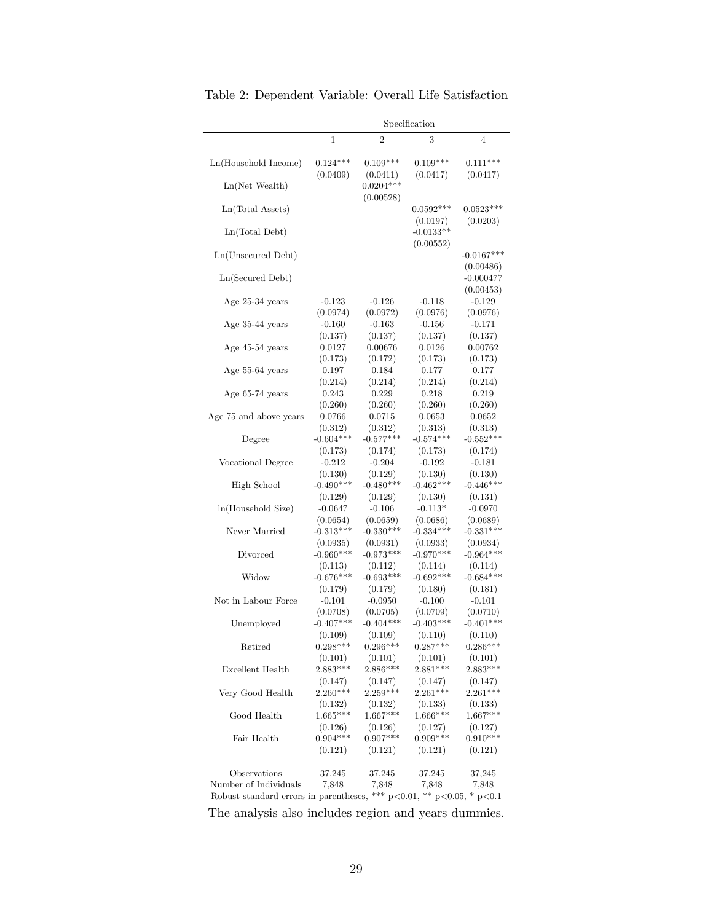Table 2: Dependent Variable: Overall Life Satisfaction

| | Specification | | | |
|---|---|---|---|---|
| | 1 | 2 | 3 | 4 |
| Ln(Household Income) | 0.124*** | 0.109*** | 0.109*** | 0.111*** |
| | (0.0409) | (0.0411) | (0.0417) | (0.0417) |
| Ln(Net Wealth) | | 0.0204*** | | |
| | | (0.00528) | | |
| Ln(Total Assets) | | | 0.0592*** | 0.0523*** |
| | | | (0.0197) | (0.0203) |
| Ln(Total Debt) | | | -0.0133** | |
| | | | (0.00552) | |
| Ln(Unsecured Debt) | | | | -0.0167*** |
| | | | | (0.00486) |
| Ln(Secured Debt) | | | | -0.000477 |
| | | | | (0.00453) |
| Age 25-34 years | -0.123 | -0.126 | -0.118 | -0.129 |
| | (0.0974) | (0.0972) | (0.0976) | (0.0976) |
| Age 35-44 years | -0.160 | -0.163 | -0.156 | -0.171 |
| | (0.137) | (0.137) | (0.137) | (0.137) |
| Age 45-54 years | 0.0127 | 0.00676 | 0.0126 | 0.00762 |
| | (0.173) | (0.172) | (0.173) | (0.173) |
| Age 55-64 years | 0.197 | 0.184 | 0.177 | 0.177 |
| | (0.214) | (0.214) | (0.214) | (0.214) |
| Age 65-74 years | 0.243 | 0.229 | 0.218 | 0.219 |
| | (0.260) | (0.260) | (0.260) | (0.260) |
| Age 75 and above years | 0.0766 | 0.0715 | 0.0653 | 0.0652 |
| | (0.312) | (0.312) | (0.313) | (0.313) |
| Degree | -0.604*** | -0.577*** | -0.574*** | -0.552*** |
| | (0.173) | (0.174) | (0.173) | (0.174) |
| Vocational Degree | -0.212 | -0.204 | -0.192 | -0.181 |
| | (0.130) | (0.129) | (0.130) | (0.130) |
| High School | -0.490*** | -0.480*** | -0.462*** | -0.446*** |
| | (0.129) | (0.129) | (0.130) | (0.131) |
| ln(Household Size) | -0.0647 | -0.106 | -0.113* | -0.0970 |
| | (0.0654) | (0.0659) | (0.0686) | (0.0689) |
| Never Married | -0.313*** | -0.330*** | -0.334*** | -0.331*** |
| | (0.0935) | (0.0931) | (0.0933) | (0.0934) |
| Divorced | -0.960*** | -0.973*** | -0.970*** | -0.964*** |
| | (0.113) | (0.112) | (0.114) | (0.114) |
| Widow | -0.676*** | -0.693*** | -0.692*** | -0.684*** |
| | (0.179) | (0.179) | (0.180) | (0.181) |
| Not in Labour Force | -0.101 | -0.0950 | -0.100 | -0.101 |
| | (0.0708) | (0.0705) | (0.0709) | (0.0710) |
| Unemployed | -0.407*** | -0.404*** | -0.403*** | -0.401*** |
| | (0.109) | (0.109) | (0.110) | (0.110) |
| Retired | 0.298*** | 0.296*** | 0.287*** | 0.286*** |
| | (0.101) | (0.101) | (0.101) | (0.101) |
| Excellent Health | 2.883*** | 2.886*** | 2.881*** | 2.883*** |
| | (0.147) | (0.147) | (0.147) | (0.147) |
| Very Good Health | 2.260*** | 2.259*** | 2.261*** | 2.261*** |
| | (0.132) | (0.132) | (0.133) | (0.133) |
| Good Health | 1.665*** | 1.667*** | 1.666*** | 1.667*** |
| | (0.126) | (0.126) | (0.127) | (0.127) |
| Fair Health | 0.904*** | 0.907*** | 0.909*** | 0.910*** |
| | (0.121) | (0.121) | (0.121) | (0.121) |
| Observations | 37,245 | 37,245 | 37,245 | 37,245 |
| Number of Individuals | 7,848 | 7,848 | 7,848 | 7,848 |

Robust standard errors in parentheses, *** p<0.01, ** p<0.05, * p<0.1

The analysis also includes region and years dummies.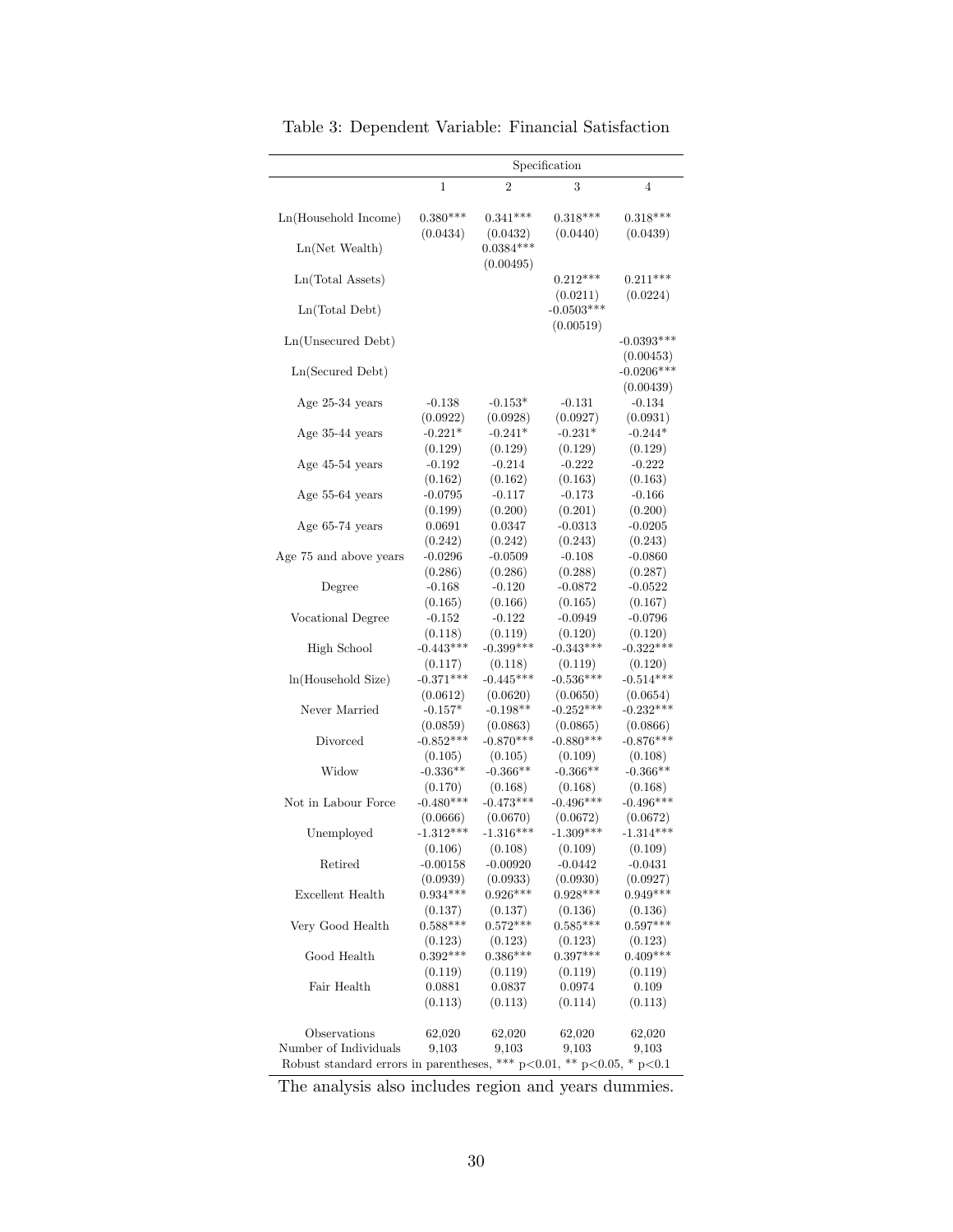Table 3: Dependent Variable: Financial Satisfaction

| | Specification | | | |
|---|---|---|---|---|
| | 1 | 2 | 3 | 4 |
| Ln(Household Income) | 0.380*** | 0.341*** | 0.318*** | 0.318*** |
| | (0.0434) | (0.0432) | (0.0440) | (0.0439) |
| Ln(Net Wealth) | | 0.0384*** | | |
| | | (0.00495) | | |
| Ln(Total Assets) | | | 0.212*** | 0.211*** |
| | | | (0.0211) | (0.0224) |
| Ln(Total Debt) | | | -0.0503*** | |
| | | | (0.00519) | |
| Ln(Unsecured Debt) | | | | -0.0393*** |
| | | | | (0.00453) |
| Ln(Secured Debt) | | | | -0.0206*** |
| | | | | (0.00439) |
| Age 25-34 years | -0.138 | -0.153* | -0.131 | -0.134 |
| | (0.0922) | (0.0928) | (0.0927) | (0.0931) |
| Age 35-44 years | -0.221* | -0.241* | -0.231* | -0.244* |
| | (0.129) | (0.129) | (0.129) | (0.129) |
| Age 45-54 years | -0.192 | -0.214 | -0.222 | -0.222 |
| | (0.162) | (0.162) | (0.163) | (0.163) |
| Age 55-64 years | -0.0795 | -0.117 | -0.173 | -0.166 |
| | (0.199) | (0.200) | (0.201) | (0.200) |
| Age 65-74 years | 0.0691 | 0.0347 | -0.0313 | -0.0205 |
| | (0.242) | (0.242) | (0.243) | (0.243) |
| Age 75 and above years | -0.0296 | -0.0509 | -0.108 | -0.0860 |
| | (0.286) | (0.286) | (0.288) | (0.287) |
| Degree | -0.168 | -0.120 | -0.0872 | -0.0522 |
| | (0.165) | (0.166) | (0.165) | (0.167) |
| Vocational Degree | -0.152 | -0.122 | -0.0949 | -0.0796 |
| | (0.118) | (0.119) | (0.120) | (0.120) |
| High School | -0.443*** | -0.399*** | -0.343*** | -0.322*** |
| | (0.117) | (0.118) | (0.119) | (0.120) |
| ln(Household Size) | -0.371*** | -0.445*** | -0.536*** | -0.514*** |
| | (0.0612) | (0.0620) | (0.0650) | (0.0654) |
| Never Married | -0.157* | -0.198** | -0.252*** | -0.232*** |
| | (0.0859) | (0.0863) | (0.0865) | (0.0866) |
| Divorced | -0.852*** | -0.870*** | -0.880*** | -0.876*** |
| | (0.105) | (0.105) | (0.109) | (0.108) |
| Widow | -0.336** | -0.366** | -0.366** | -0.366** |
| | (0.170) | (0.168) | (0.168) | (0.168) |
| Not in Labour Force | -0.480*** | -0.473*** | -0.496*** | -0.496*** |
| | (0.0666) | (0.0670) | (0.0672) | (0.0672) |
| Unemployed | -1.312*** | -1.316*** | -1.309*** | -1.314*** |
| | (0.106) | (0.108) | (0.109) | (0.109) |
| Retired | -0.00158 | -0.00920 | -0.0442 | -0.0431 |
| | (0.0939) | (0.0933) | (0.0930) | (0.0927) |
| Excellent Health | 0.934*** | 0.926*** | 0.928*** | 0.949*** |
| | (0.137) | (0.137) | (0.136) | (0.136) |
| Very Good Health | 0.588*** | 0.572*** | 0.585*** | 0.597*** |
| | (0.123) | (0.123) | (0.123) | (0.123) |
| Good Health | 0.392*** | 0.386*** | 0.397*** | 0.409*** |
| | (0.119) | (0.119) | (0.119) | (0.119) |
| Fair Health | 0.0881 | 0.0837 | 0.0974 | 0.109 |
| | (0.113) | (0.113) | (0.114) | (0.113) |
| Observations | 62,020 | 62,020 | 62,020 | 62,020 |
| Number of Individuals | 9,103 | 9,103 | 9,103 | 9,103 |

Robust standard errors in parentheses, *** p<0.01, ** p<0.05, * p<0.1

The analysis also includes region and years dummies.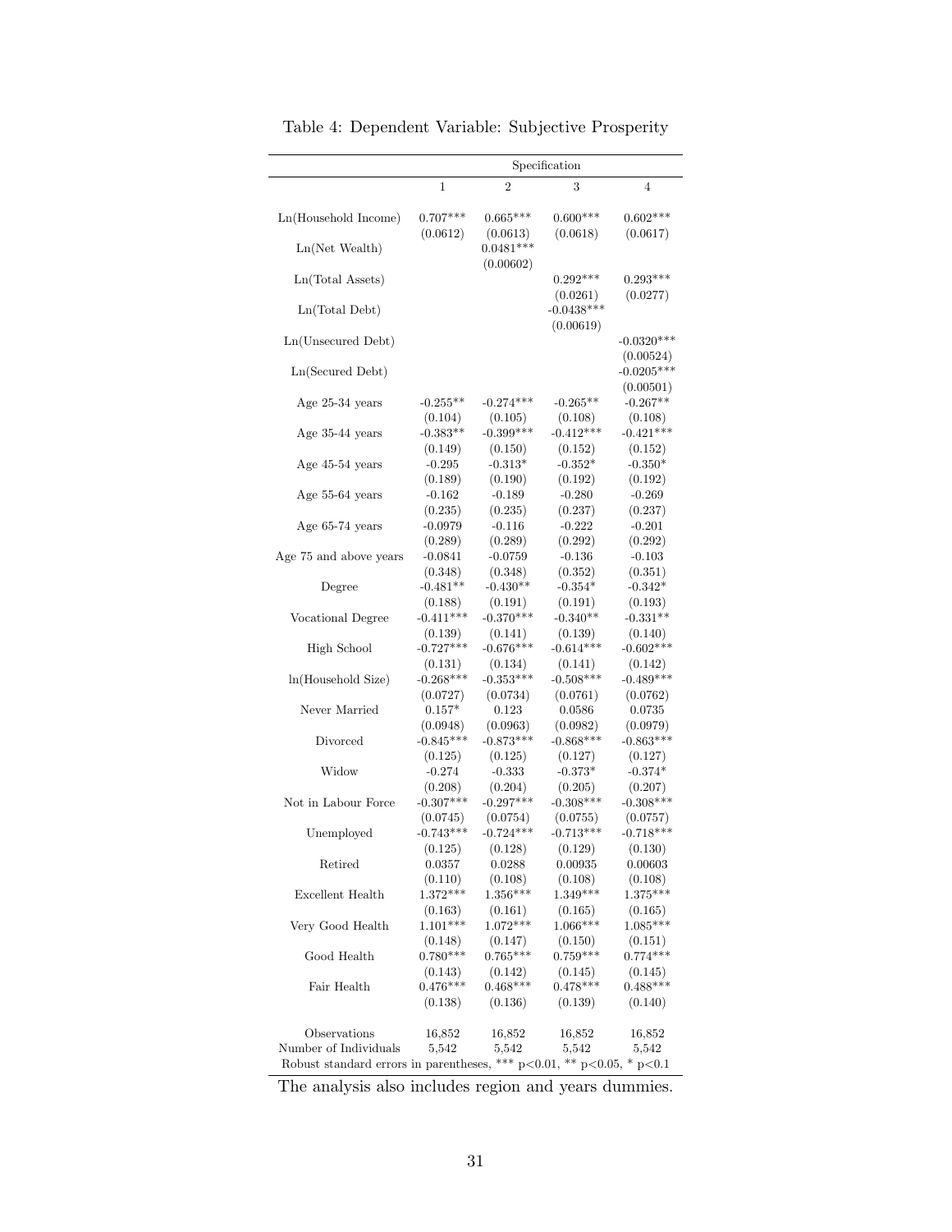Table 4: Dependent Variable: Subjective Prosperity

| | Specification | | | |
|---|---|---|---|---|
| | 1 | 2 | 3 | 4 |
| Ln(Household Income) | 0.707*** | 0.665*** | 0.600*** | 0.602*** |
| | (0.0612) | (0.0613) | (0.0618) | (0.0617) |
| Ln(Net Wealth) | | 0.0481*** | | |
| | | (0.00602) | | |
| Ln(Total Assets) | | | 0.292*** | 0.293*** |
| | | | (0.0261) | (0.0277) |
| Ln(Total Debt) | | | -0.0438*** | |
| | | | (0.00619) | |
| Ln(Unsecured Debt) | | | | -0.0320*** |
| | | | | (0.00524) |
| Ln(Secured Debt) | | | | -0.0205*** |
| | | | | (0.00501) |
| Age 25-34 years | -0.255** | -0.274*** | -0.265** | -0.267** |
| | (0.104) | (0.105) | (0.108) | (0.108) |
| Age 35-44 years | -0.383** | -0.399*** | -0.412*** | -0.421*** |
| | (0.149) | (0.150) | (0.152) | (0.152) |
| Age 45-54 years | -0.295 | -0.313* | -0.352* | -0.350* |
| | (0.189) | (0.190) | (0.192) | (0.192) |
| Age 55-64 years | -0.162 | -0.189 | -0.280 | -0.269 |
| | (0.235) | (0.235) | (0.237) | (0.237) |
| Age 65-74 years | -0.0979 | -0.116 | -0.222 | -0.201 |
| | (0.289) | (0.289) | (0.292) | (0.292) |
| Age 75 and above years | -0.0841 | -0.0759 | -0.136 | -0.103 |
| | (0.348) | (0.348) | (0.352) | (0.351) |
| Degree | -0.481** | -0.430** | -0.354* | -0.342* |
| | (0.188) | (0.191) | (0.191) | (0.193) |
| Vocational Degree | -0.411*** | -0.370*** | -0.340** | -0.331** |
| | (0.139) | (0.141) | (0.139) | (0.140) |
| High School | -0.727*** | -0.676*** | -0.614*** | -0.602*** |
| | (0.131) | (0.134) | (0.141) | (0.142) |
| ln(Household Size) | -0.268*** | -0.353*** | -0.508*** | -0.489*** |
| | (0.0727) | (0.0734) | (0.0761) | (0.0762) |
| Never Married | 0.157* | 0.123 | 0.0586 | 0.0735 |
| | (0.0948) | (0.0963) | (0.0982) | (0.0979) |
| Divorced | -0.845*** | -0.873*** | -0.868*** | -0.863*** |
| | (0.125) | (0.125) | (0.127) | (0.127) |
| Widow | -0.274 | -0.333 | -0.373* | -0.374* |
| | (0.208) | (0.204) | (0.205) | (0.207) |
| Not in Labour Force | -0.307*** | -0.297*** | -0.308*** | -0.308*** |
| | (0.0745) | (0.0754) | (0.0755) | (0.0757) |
| Unemployed | -0.743*** | -0.724*** | -0.713*** | -0.718*** |
| | (0.125) | (0.128) | (0.129) | (0.130) |
| Retired | 0.0357 | 0.0288 | 0.00935 | 0.00603 |
| | (0.110) | (0.108) | (0.108) | (0.108) |
| Excellent Health | 1.372*** | 1.356*** | 1.349*** | 1.375*** |
| | (0.163) | (0.161) | (0.165) | (0.165) |
| Very Good Health | 1.101*** | 1.072*** | 1.066*** | 1.085*** |
| | (0.148) | (0.147) | (0.150) | (0.151) |
| Good Health | 0.780*** | 0.765*** | 0.759*** | 0.774*** |
| | (0.143) | (0.142) | (0.145) | (0.145) |
| Fair Health | 0.476*** | 0.468*** | 0.478*** | 0.488*** |
| | (0.138) | (0.136) | (0.139) | (0.140) |
| Observations | 16,852 | 16,852 | 16,852 | 16,852 |
| Number of Individuals | 5,542 | 5,542 | 5,542 | 5,542 |

Robust standard errors in parentheses, *** $p<0.01$, ** $p<0.05$, * $p<0.1$

The analysis also includes region and years dummies.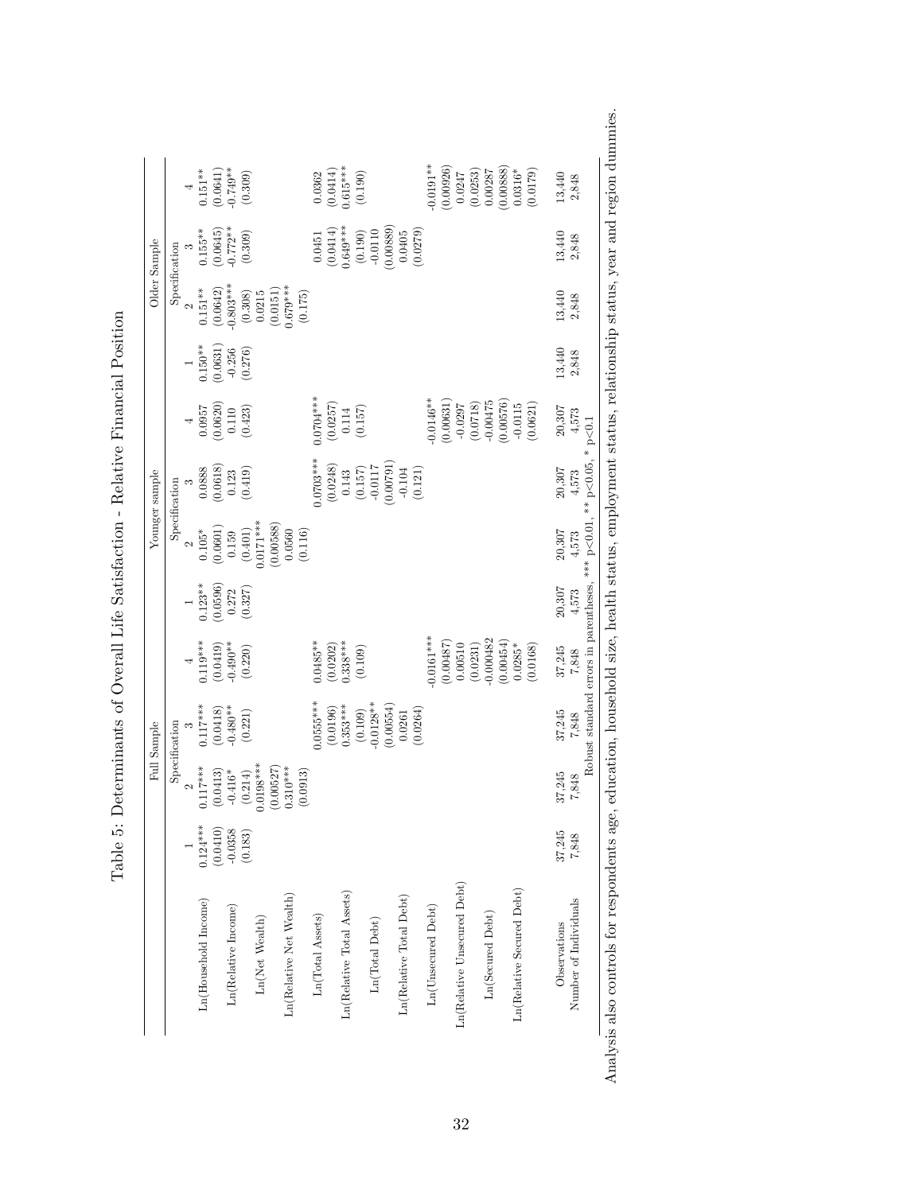Table 5: Determinants of Overall Life Satisfaction - Relative Financial Position

| | Full Sample | | | | Younger sample | | | | Older Sample | | | |
|---|---|---|---|---|---|---|---|---|---|---|---|---|
| | Specification | | | | Specification | | | | Specification | | | |
| | 1 | 2 | 3 | 4 | 1 | 2 | 3 | 4 | 1 | 2 | 3 | 4 |
| Ln(Household Income) | 0.124*** | 0.117*** | 0.117*** | 0.119*** | 0.123** | 0.105* | 0.0888 | 0.0957 | 0.150** | 0.151** | 0.155** | 0.151** |
| | (0.0410) | (0.0413) | (0.0418) | (0.0419) | (0.0596) | (0.0601) | (0.0618) | (0.0620) | (0.0631) | (0.0642) | (0.0645) | (0.0641) |
| Ln(Relative Income) | -0.0358 | -0.416* | -0.480** | -0.490** | 0.272 | 0.159 | 0.123 | 0.110 | -0.256 | -0.803*** | -0.772** | -0.749** |
| | (0.183) | (0.214) | (0.221) | (0.220) | (0.327) | (0.401) | (0.419) | (0.423) | (0.276) | (0.308) | (0.309) | (0.309) |
| Ln(Net Wealth) | | 0.0198*** | | | | 0.0171*** | | | | 0.0215 | | |
| | | (0.00527) | | | | (0.00588) | | | | (0.0151) | | |
| Ln(Relative Net Wealth) | | 0.310*** | | | | 0.0560 | | | | 0.679*** | | |
| | | (0.0913) | | | | (0.116) | | | | (0.175) | | |
| Ln(Total Assets) | | | 0.0555*** | 0.0485** | | | 0.0703*** | 0.0704*** | | | 0.0451 | 0.0362 |
| | | | (0.0196) | (0.0202) | | | (0.0248) | (0.0257) | | | (0.0414) | (0.0414) |
| Ln(Relative Total Assets) | | | 0.353*** | 0.338*** | | | 0.143 | 0.114 | | | 0.649*** | 0.615*** |
| | | | (0.109) | (0.109) | | | (0.157) | (0.157) | | | (0.190) | (0.190) |
| Ln(Total Debt) | | | -0.0128** | | | | -0.0117 | | | | -0.0110 | |
| | | | (0.00554) | | | | (0.00791) | | | | (0.00889) | |
| Ln(Relative Total Debt) | | | 0.0261 | | | | -0.104 | | | | 0.0405 | |
| | | | (0.0264) | | | | (0.121) | | | | (0.0279) | |
| Ln(Unsecured Debt) | | | | -0.0161*** | | | | -0.0146** | | | | -0.0191** |
| | | | | (0.00487) | | | | (0.00631) | | | | (0.00926) |
| Ln(Relative Unsecured Debt) | | | | 0.00510 | | | | -0.0297 | | | | 0.0247 |
| | | | | (0.0231) | | | | (0.0718) | | | | (0.0253) |
| Ln(Secured Debt) | | | | -0.000482 | | | | -0.00475 | | | | 0.00287 |
| | | | | (0.00454) | | | | (0.00576) | | | | (0.00888) |
| Ln(Relative Secured Debt) | | | | 0.0285* | | | | -0.0115 | | | | 0.0316* |
| | | | | (0.0168) | | | | (0.0621) | | | | (0.0179) |
| Observations | 37,245 | 37,245 | 37,245 | 37,245 | 20,307 | 20,307 | 20,307 | 20,307 | 13,440 | 13,440 | 13,440 | 13,440 |
| Number of Individuals | 7,848 | 7,848 | 7,848 | 7,848 | 4,573 | 4,573 | 4,573 | 4,573 | 2,848 | 2,848 | 2,848 | 2,848 |

Robust standard errors in parentheses, *** p<0.01, ** p<0.05, * p<0.1

Analysis also controls for respondents age, education, household size, health status, employment status, relationship status, year and region dummies.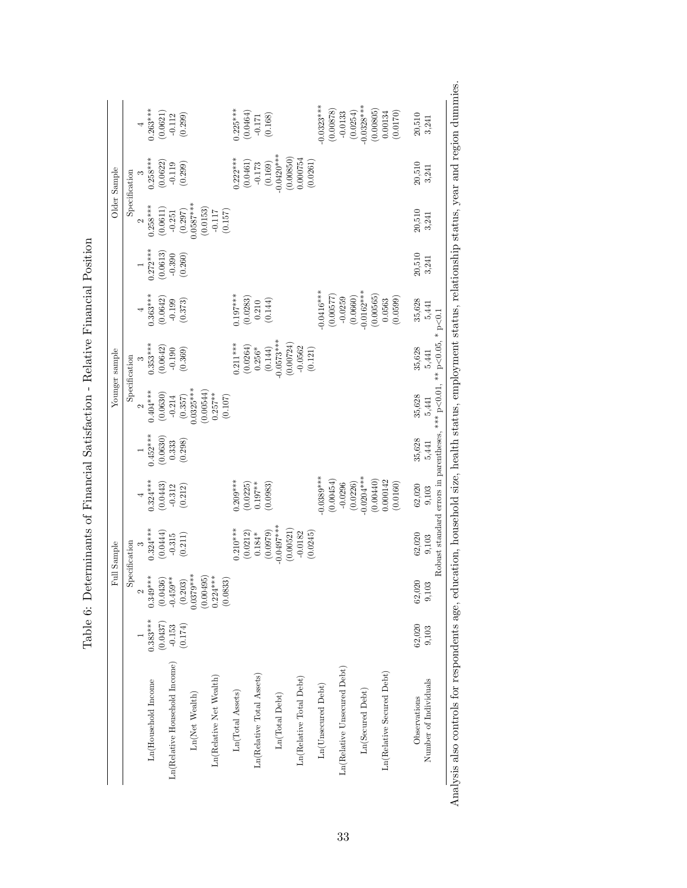Table 6: Determinants of Financial Satisfaction - Relative Financial Position

| | Full Sample | | | | Younger sample | | | | Older Sample | | | |
|---|---|---|---|---|---|---|---|---|---|---|---|---|
| | Specification | | | | Specification | | | | Specification | | | |
| | 1 | 2 | 3 | 4 | 1 | 2 | 3 | 4 | 1 | 2 | 3 | 4 |
| Ln(Household Income) | 0.383*** | 0.349*** | 0.324*** | 0.324*** | 0.452*** | 0.404*** | 0.353*** | 0.363*** | 0.272*** | 0.258*** | 0.258*** | 0.263*** |
| | (0.0437) | (0.0436) | (0.0444) | (0.0443) | (0.0630) | (0.0630) | (0.0642) | (0.0642) | (0.0613) | (0.0611) | (0.0622) | (0.0621) |
| Ln(Relative Household Income) | -0.153 | -0.459** | -0.315 | -0.312 | 0.333 | -0.214 | -0.190 | -0.199 | -0.390 | -0.251 | -0.119 | -0.112 |
| | (0.174) | (0.203) | (0.211) | (0.212) | (0.298) | (0.357) | (0.369) | (0.373) | (0.260) | (0.297) | (0.299) | (0.299) |
| Ln(Net Wealth) | | 0.0379*** | | | | 0.0325*** | | | | 0.0587*** | | |
| | | (0.00495) | | | | (0.00544) | | | | (0.0153) | | |
| Ln(Relative Net Wealth) | | 0.224*** | | | | 0.257** | | | | -0.117 | | |
| | | (0.0833) | | | | (0.107) | | | | (0.157) | | |
| Ln(Total Assets) | | | 0.210*** | 0.209*** | | | 0.211*** | 0.197*** | | | 0.222*** | 0.225*** |
| | | | (0.0212) | (0.0225) | | | (0.0264) | (0.0283) | | | (0.0461) | (0.0464) |
| Ln(Relative Total Assets) | | | 0.184* | 0.197** | | | 0.256* | 0.210 | | | -0.173 | -0.171 |
| | | | (0.0979) | (0.0983) | | | (0.144) | (0.144) | | | (0.169) | (0.168) |
| Ln(Total Debt) | | | -0.0497*** | | | | -0.0573*** | | | | -0.0420*** | |
| | | | (0.00521) | | | | (0.00724) | | | | (0.00850) | |
| Ln(Relative Total Debt) | | | -0.0182 | | | | -0.0562 | | | | 0.000754 | |
| | | | (0.0245) | | | | (0.121) | | | | (0.0261) | |
| Ln(Unsecured Debt) | | | | -0.0389*** | | | | -0.0416*** | | | | -0.0323*** |
| | | | | (0.00454) | | | | (0.00577) | | | | (0.00878) |
| Ln(Relative Unsecured Debt) | | | | -0.0296 | | | | -0.0259 | | | | -0.0133 |
| | | | | (0.0226) | | | | (0.0660) | | | | (0.0254) |
| Ln(Secured Debt) | | | | -0.0204*** | | | | -0.0162*** | | | | -0.0328*** |
| | | | | (0.00440) | | | | (0.00565) | | | | (0.00805) |
| Ln(Relative Secured Debt) | | | | 0.000142 | | | | 0.0563 | | | | 0.0134 |
| | | | | (0.0160) | | | | (0.0599) | | | | (0.0170) |
| Observations | 62,020 | 62,020 | 62,020 | 62,020 | 35,628 | 35,628 | 35,628 | 35,628 | 20,510 | 20,510 | 20,510 | 20,510 |
| Number of Individuals | 9,103 | 9,103 | 9,103 | 9,103 | 5,441 | 5,441 | 5,441 | 5,441 | 3,241 | 3,241 | 3,241 | 3,241 |

Robust standard errors in parentheses, *** p<0.01, ** p<0.05, * p<0.1

Analysis also controls for respondents age, education, household size, health status, employment status, relationship status, year and region dummies.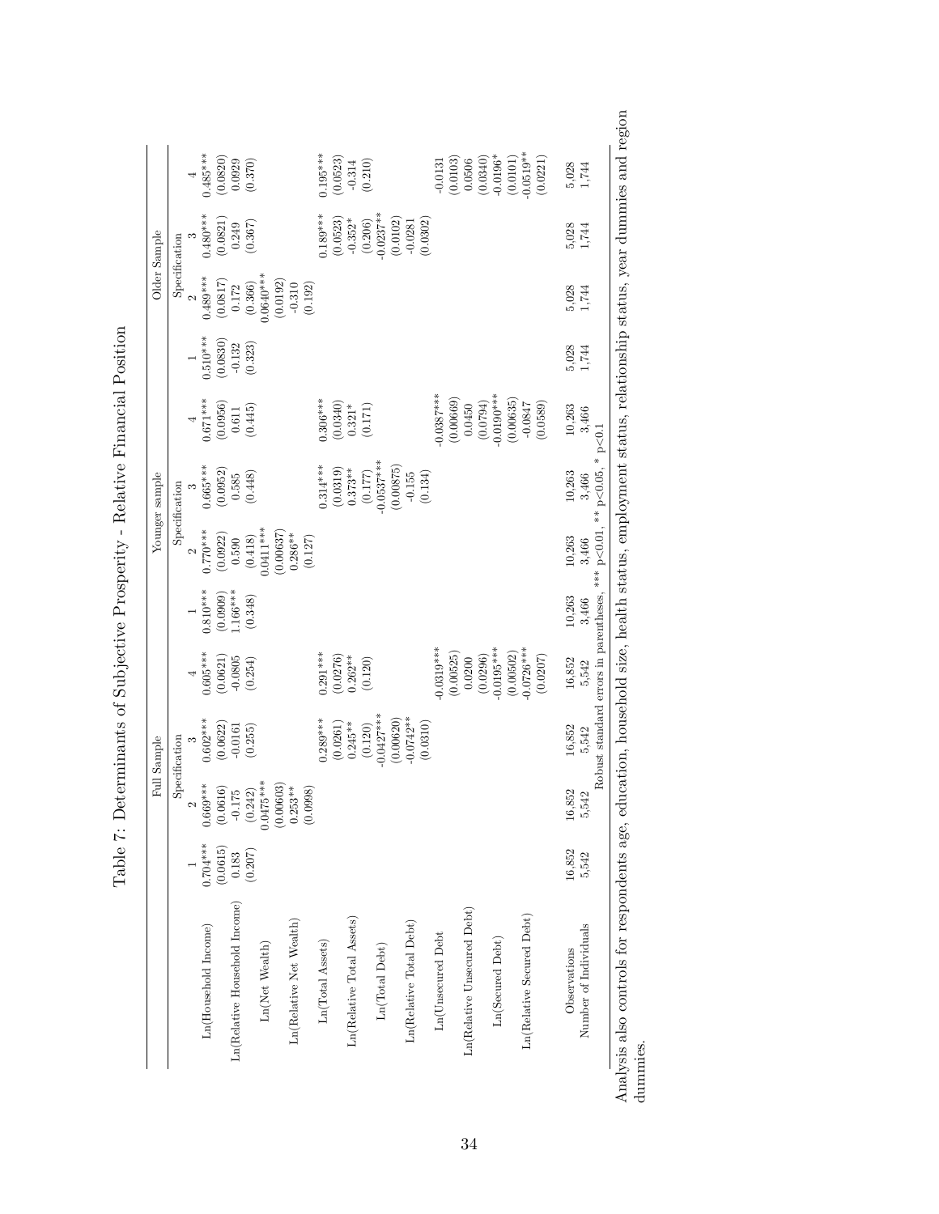Table 7: Determinants of Subjective Prosperity - Relative Financial Position

| | Full Sample | | | | Younger sample | | | | Older Sample | | | |
|---|---|---|---|---|---|---|---|---|---|---|---|---|
| | Specification | | | | Specification | | | | Specification | | | |
| | 1 | 2 | 3 | 4 | 1 | 2 | 3 | 4 | 1 | 2 | 3 | 4 |
| Ln(Household Income) | 0.704*** | 0.669*** | 0.602*** | 0.605*** | 0.810*** | 0.770*** | 0.665*** | 0.671*** | 0.510*** | 0.489*** | 0.480*** | 0.485*** |
| | (0.0615) | (0.0616) | (0.0622) | (0.0621) | (0.0909) | (0.0922) | (0.0952) | (0.0956) | (0.0830) | (0.0817) | (0.0821) | (0.0820) |
| Ln(Relative Household Income) | 0.183 | -0.175 | -0.0161 | -0.0805 | 1.166*** | 0.590 | 0.585 | 0.611 | -0.132 | 0.172 | 0.249 | 0.0929 |
| | (0.207) | (0.242) | (0.255) | (0.254) | (0.348) | (0.418) | (0.448) | (0.445) | (0.323) | (0.366) | (0.367) | (0.370) |
| Ln(Net Wealth) | | 0.0475*** | | | | 0.0411*** | | | | 0.0640*** | | |
| | | (0.00603) | | | | (0.00637) | | | | (0.0192) | | |
| Ln(Relative Net Wealth) | | 0.253** | | | | 0.286** | | | | -0.310 | | |
| | | (0.0998) | | | | (0.127) | | | | (0.192) | | |
| Ln(Total Assets) | | | 0.289*** | 0.291*** | | | 0.314*** | 0.306*** | | | 0.189*** | 0.195*** |
| | | | (0.0261) | (0.0276) | | | (0.0319) | (0.0340) | | | (0.0523) | (0.0523) |
| Ln(Relative Total Assets) | | | 0.245** | 0.262** | | | 0.373** | 0.321* | | | -0.352* | -0.314 |
| | | | (0.120) | (0.120) | | | (0.177) | (0.171) | | | (0.206) | (0.210) |
| Ln(Total Debt) | | | -0.0427*** | | | | -0.0537*** | | | | -0.0237** | |
| | | | (0.00620) | | | | (0.00875) | | | | (0.0102) | |
| Ln(Relative Total Debt) | | | -0.0742** | | | | -0.155 | | | | -0.0281 | |
| | | | (0.0310) | | | | (0.134) | | | | (0.0302) | |
| Ln(Unsecured Debt | | | | -0.0319*** | | | | -0.0387*** | | | | -0.0131 |
| | | | | (0.00525) | | | | (0.00669) | | | | (0.0103) |
| Ln(Relative Unsecured Debt) | | | | 0.0200 | | | | 0.450 | | | | 0.0506 |
| | | | | (0.0296) | | | | (0.0794) | | | | (0.0340) |
| Ln(Secured Debt) | | | | -0.0195*** | | | | -0.0190*** | | | | -0.0196* |
| | | | | (0.00502) | | | | (0.00635) | | | | (0.0101) |
| Ln(Relative Secured Debt) | | | | -0.0726*** | | | | -0.0847 | | | | -0.0519** |
| | | | | (0.0207) | | | | (0.0589) | | | | (0.0221) |
| Observations | 16,852 | 16,852 | 16,852 | 16,852 | 10,263 | 10,263 | 10,263 | 10,263 | 5,028 | 5,028 | 5,028 | 5,028 |
| Number of Individuals | 5,542 | 5,542 | 5,542 | 5,542 | 3,466 | 3,466 | 3,466 | 3,466 | 1,744 | 1,744 | 1,744 | 1,744 |

Robust standard errors in parentheses, *** p<0.01, ** p<0.05, * p<0.1

Analysis also controls for respondents age, education, household size, health status, employment status, relationship status, year dummies and region dummies.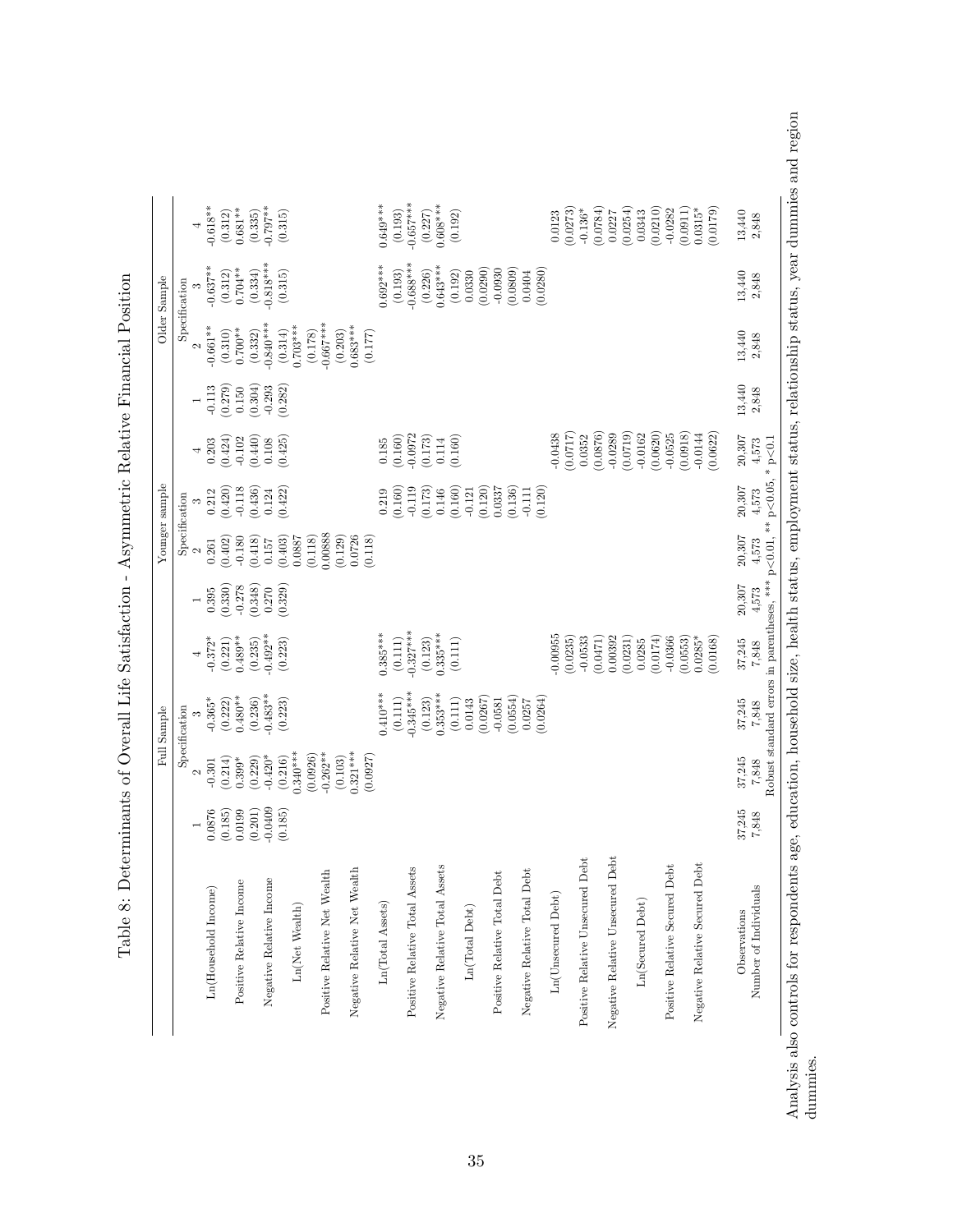Table 8: Determinants of Overall Life Satisfaction - Asymmetric Relative Financial Position

| | Full Sample | | | | Younger sample | | | | Older Sample | | | |
|---|---|---|---|---|---|---|---|---|---|---|---|---|
| | Specification | | | | Specification | | | | Specification | | | |
| | 1 | 2 | 3 | 4 | 1 | 2 | 3 | 4 | 1 | 2 | 3 | 4 |
| Ln(Household Income) | 0.0876 | -0.301 | -0.365* | -0.372* | 0.395 | 0.261 | 0.212 | 0.203 | -0.113 | -0.661** | -0.637** | -0.618** |
| | (0.185) | (0.214) | (0.222) | (0.221) | (0.330) | (0.402) | (0.420) | (0.424) | (0.279) | (0.310) | (0.312) | (0.312) |
| Positive Relative Income | 0.0199 | 0.399* | 0.480** | 0.489** | -0.278 | -0.180 | -0.118 | -0.102 | 0.150 | 0.700** | 0.704** | 0.681** |
| | (0.201) | (0.229) | (0.236) | (0.235) | (0.348) | (0.418) | (0.436) | (0.440) | (0.304) | (0.332) | (0.334) | (0.335) |
| Negative Relative Income | -0.0409 | -0.420* | -0.483** | -0.492** | 0.270 | 0.157 | 0.124 | 0.108 | -0.293 | -0.840*** | -0.818*** | -0.797** |
| | (0.185) | (0.216) | (0.223) | (0.223) | (0.329) | (0.403) | (0.422) | (0.425) | (0.282) | (0.314) | (0.315) | (0.315) |
| Ln(Net Wealth) | | 0.340*** | | | | 0.0887 | | | | 0.703*** | | |
| | | (0.0926) | | | | (0.118) | | | | (0.178) | | |
| Positive Relative Net Wealth | | -0.262** | | | | 0.00888 | | | | -0.667*** | | |
| | | (0.103) | | | | (0.129) | | | | (0.203) | | |
| Negative Relative Net Wealth | | 0.321*** | | | | 0.0726 | | | | 0.683*** | | |
| | | (0.0927) | | | | (0.118) | | | | (0.177) | | |
| Ln(Total Assets) | | | 0.410*** | 0.385*** | | | 0.219 | 0.185 | | | 0.692*** | 0.649*** |
| | | | (0.111) | (0.111) | | | (0.160) | (0.160) | | | (0.193) | (0.193) |
| Positive Relative Total Assets | | | -0.345*** | -0.327*** | | | -0.119 | -0.0972 | | | -0.688*** | -0.657*** |
| | | | (0.123) | (0.123) | | | (0.173) | (0.173) | | | (0.226) | (0.227) |
| Negative Relative Total Assets | | | 0.353*** | 0.335*** | | | 0.146 | 0.114 | | | 0.643*** | 0.608*** |
| | | | (0.111) | (0.111) | | | (0.160) | (0.160) | | | (0.192) | (0.192) |
| Ln(Total Debt) | | | 0.0143 | | | | -0.121 | | | | 0.0330 | |
| | | | (0.0267) | | | | (0.120) | | | | (0.0290) | |
| Positive Relative Total Debt | | | -0.0581 | | | | 0.0337 | | | | -0.0930 | |
| | | | (0.0554) | | | | (0.136) | | | | (0.0809) | |
| Negative Relative Total Debt | | | 0.0257 | | | | -0.111 | | | | 0.0404 | |
| | | | (0.0264) | | | | (0.120) | | | | (0.0280) | |
| Ln(Unsecured Debt) | | | | -0.00955 | | | | -0.0438 | | | | 0.0123 |
| | | | | (0.0235) | | | | (0.0717) | | | | (0.0273) |
| Positive Relative Unsecured Debt | | | | -0.0533 | | | | 0.0352 | | | | -0.136* |
| | | | | (0.0471) | | | | (0.0876) | | | | (0.0784) |
| Negative Relative Unsecured Debt | | | | 0.00392 | | | | -0.0289 | | | | 0.0227 |
| | | | | (0.0231) | | | | (0.0719) | | | | (0.0254) |
| Ln(Secured Debt) | | | | 0.0285 | | | | -0.0162 | | | | 0.0343 |
| | | | | (0.0174) | | | | (0.0620) | | | | (0.0210) |
| Positive Relative Secured Debt | | | | -0.0366 | | | | -0.0525 | | | | -0.0282 |
| | | | | (0.0553) | | | | (0.0918) | | | | (0.0911) |
| Negative Relative Secured Debt | | | | 0.0285* | | | | -0.0144 | | | | 0.0315* |
| | | | | (0.0168) | | | | (0.0622) | | | | (0.0179) |
| Observations | 37,245 | 37,245 | 37,245 | 37,245 | 20,307 | 20,307 | 20,307 | 20,307 | 13,440 | 13,440 | 13,440 | 13,440 |
| Number of Individuals | 7,848 | 7,848 | 7,848 | 7,848 | 4,573 | 4,573 | 4,573 | 4,573 | 2,848 | 2,848 | 2,848 | 2,848 |

Robust standard errors in parentheses, *** p<0.01, ** p<0.05, * p<0.1

Analysis also controls for respondents age, education, household size, health status, employment status, relationship status, year dummies and region dummies.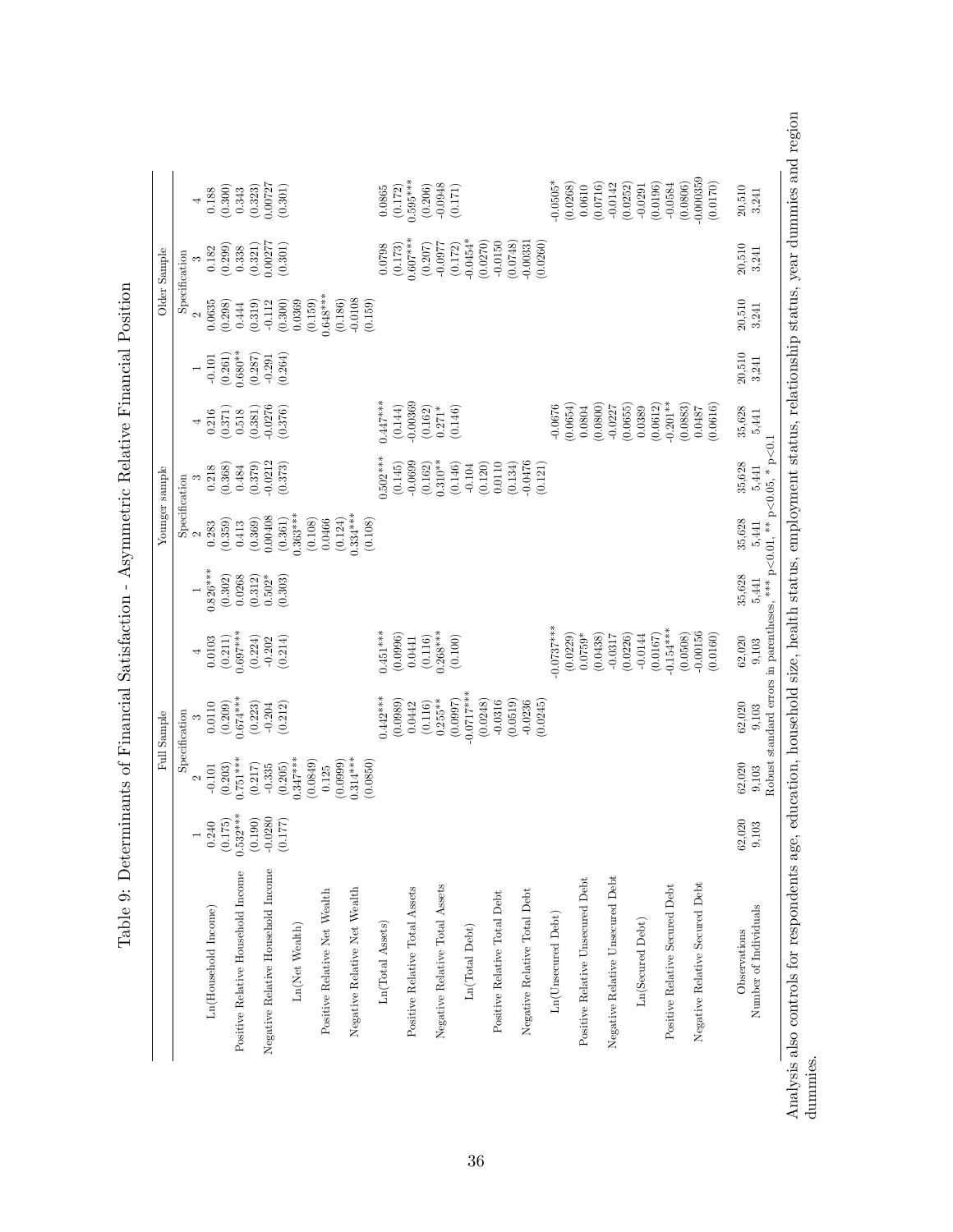Table 9: Determinants of Financial Satisfaction - Asymmetric Relative Financial Position

| | Full Sample | | | | Younger sample | | | | Older Sample | | | |
|---|---|---|---|---|---|---|---|---|---|---|---|---|
| | Specification | | | | Specification | | | | Specification | | | |
| | 1 | 2 | 3 | 4 | 1 | 2 | 3 | 4 | 1 | 2 | 3 | 4 |
| Ln(Household Income) | 0.240 | -0.101 | 0.0110 | 0.0103 | 0.826*** | 0.283 | 0.218 | 0.216 | -0.101 | 0.0635 | 0.182 | 0.188 |
| | (0.175) | (0.203) | (0.209) | (0.211) | (0.302) | (0.359) | (0.368) | (0.371) | (0.261) | (0.298) | (0.299) | (0.300) |
| Positive Relative Household Income | 0.532*** | 0.751*** | 0.674*** | 0.697*** | 0.0268 | 0.413 | 0.484 | 0.518 | 0.680** | 0.444 | 0.338 | 0.343 |
| | (0.190) | (0.217) | (0.223) | (0.224) | (0.312) | (0.369) | (0.379) | (0.381) | (0.287) | (0.319) | (0.321) | (0.323) |
| Negative Relative Household Income | -0.0280 | -0.335 | -0.204 | -0.202 | 0.502* | 0.00408 | -0.0212 | -0.0276 | -0.291 | -0.112 | 0.00277 | 0.00727 |
| | (0.177) | (0.205) | (0.212) | (0.214) | (0.303) | (0.361) | (0.373) | (0.376) | (0.264) | (0.300) | (0.301) | (0.301) |
| Ln(Net Wealth) | | 0.347*** | | | | 0.363*** | | | | 0.0369 | | |
| | | (0.0849) | | | | (0.108) | | | | (0.159) | | |
| Positive Relative Net Wealth | | 0.125 | | | | 0.0466 | | | | 0.648*** | | |
| | | (0.0999) | | | | (0.124) | | | | (0.186) | | |
| Negative Relative Net Wealth | | 0.314*** | | | | 0.334*** | | | | -0.0108 | | |
| | | (0.0850) | | | | (0.108) | | | | (0.159) | | |
| Ln(Total Assets) | | | 0.442*** | 0.451*** | | | 0.502*** | 0.447*** | | | 0.0798 | 0.0865 |
| | | | (0.0989) | (0.0996) | | | (0.145) | (0.144) | | | (0.173) | (0.172) |
| Positive Relative Total Assets | | | 0.0442 | 0.0441 | | | -0.0699 | -0.00369 | | | 0.607*** | 0.595*** |
| | | | (0.116) | (0.116) | | | (0.162) | (0.162) | | | (0.207) | (0.206) |
| Negative Relative Total Assets | | | 0.255** | 0.268*** | | | 0.310** | 0.271* | | | -0.0977 | -0.0948 |
| | | | (0.0997) | (0.100) | | | (0.146) | (0.146) | | | (0.172) | (0.171) |
| Ln(Total Debt) | | | -0.0717*** | | | | -0.104 | | | | -0.0454* | |
| | | | (0.0248) | | | | (0.120) | | | | (0.0270) | |
| Positive Relative Total Debt | | | -0.0316 | | | | 0.0110 | | | | -0.0150 | |
| | | | (0.0519) | | | | (0.134) | | | | (0.0748) | |
| Negative Relative Total Debt | | | -0.0236 | | | | -0.0476 | | | | -0.00331 | |
| | | | (0.0245) | | | | (0.121) | | | | (0.0260) | |
| Ln(Unsecured Debt) | | | | -0.0737*** | | | | -0.0676 | | | | -0.0505* |
| | | | | (0.0229) | | | | (0.0654) | | | | (0.0268) |
| Positive Relative Unsecured Debt | | | | 0.0759* | | | | 0.0804 | | | | 0.0610 |
| | | | | (0.0438) | | | | (0.0800) | | | | (0.0716) |
| Negative Relative Unsecured Debt | | | | -0.0317 | | | | -0.0227 | | | | -0.0142 |
| | | | | (0.0226) | | | | (0.0655) | | | | (0.0252) |
| Ln(Secured Debt) | | | | -0.0144 | | | | 0.0389 | | | | -0.0291 |
| | | | | (0.0167) | | | | (0.0612) | | | | (0.0196) |
| Positive Relative Secured Debt | | | | -0.154*** | | | | -0.201** | | | | -0.0584 |
| | | | | (0.0508) | | | | (0.0883) | | | | (0.0806) |
| Negative Relative Secured Debt | | | | -0.00156 | | | | 0.0487 | | | | -0.000359 |
| | | | | (0.0160) | | | | (0.0616) | | | | (0.0170) |
| Observations | 62,020 | 62,020 | 62,020 | 62,020 | 35,628 | 35,628 | 35,628 | 35,628 | 20,510 | 20,510 | 20,510 | 20,510 |
| Number of Individuals | 9,103 | 9,103 | 9,103 | 9,103 | 5,441 | 5,441 | 5,441 | 5,441 | 3,241 | 3,241 | 3,241 | 3,241 |

Robust standard errors in parentheses, *** p<0.01, ** p<0.05, * p<0.1

Analysis also controls for respondents age, education, household size, health status, employment status, relationship status, year dummies and region dummies.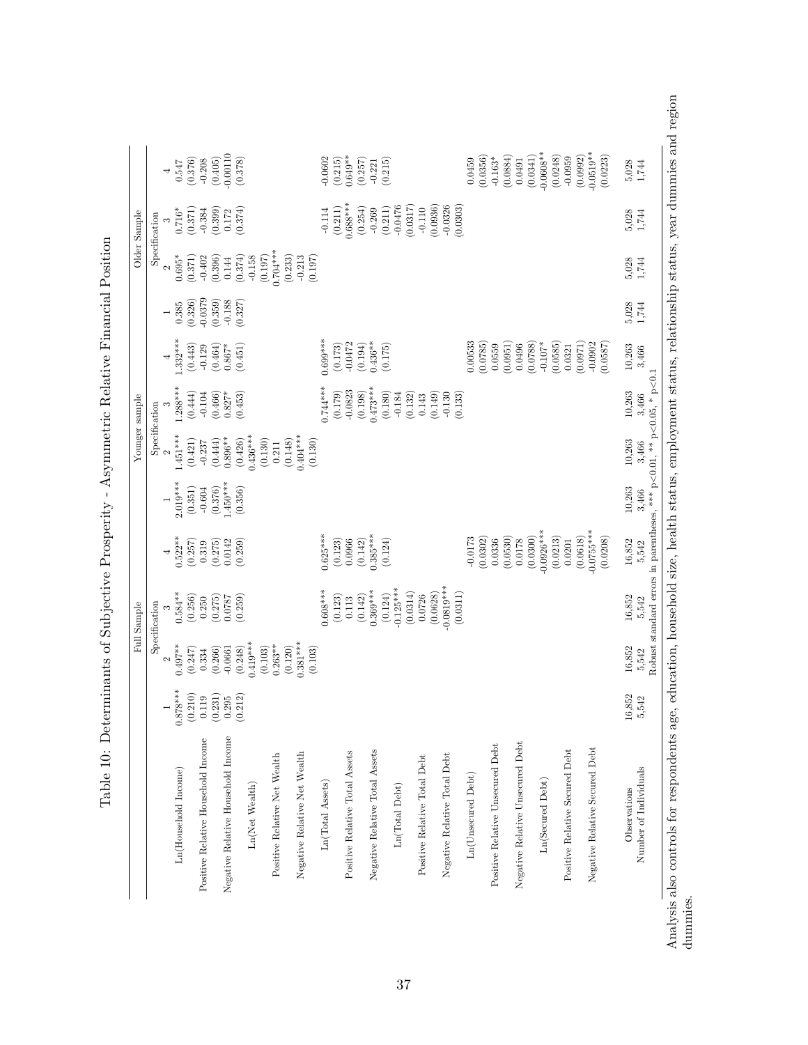# Table 10: Determinants of Subjective Prosperity - Asymmetric Relative Financial Position

| | Full Sample | | | | Younger sample | | | | Older Sample | | | |
|---|---|---|---|---|---|---|---|---|---|---|---|---|
| | Specification | | | | Specification | | | | Specification | | | |
| | 1 | 2 | 3 | 4 | 1 | 2 | 3 | 4 | 1 | 2 | 3 | 4 |
| Ln(Household Income) | 0.878*** | 0.497** | 0.584** | 0.522** | 2.019*** | 1.451*** | 1.288*** | 1.332*** | 0.385 | 0.695* | 0.716* | 0.547 |
| | (0.210) | (0.247) | (0.256) | (0.257) | (0.351) | (0.421) | (0.444) | (0.443) | (0.326) | (0.371) | (0.371) | (0.376) |
| Positive Relative Household Income | 0.119 | 0.334 | 0.250 | 0.319 | -0.604 | -0.237 | -0.104 | -0.129 | -0.0379 | -0.402 | -0.384 | -0.208 |
| | (0.231) | (0.266) | (0.275) | (0.275) | (0.376) | (0.444) | (0.466) | (0.464) | (0.359) | (0.396) | (0.399) | (0.405) |
| Negative Relative Household Income | 0.295 | -0.0661 | 0.0787 | 0.0142 | 1.450*** | 0.896** | 0.827* | 0.867* | -0.188 | 0.144 | 0.172 | -0.00110 |
| | (0.212) | (0.248) | (0.259) | (0.259) | (0.356) | (0.426) | (0.453) | (0.451) | (0.327) | (0.374) | (0.374) | (0.378) |
| Ln(Net Wealth) | | 0.419*** | | | | 0.436*** | | | | -0.158 | | |
| | | (0.103) | | | | (0.130) | | | | (0.197) | | |
| Positive Relative Net Wealth | | 0.263** | | | | 0.211 | | | | 0.704*** | | |
| | | (0.120) | | | | (0.148) | | | | (0.233) | | |
| Negative Relative Net Wealth | | 0.381*** | | | | 0.404*** | | | | -0.213 | | |
| | | (0.103) | | | | (0.130) | | | | (0.197) | | |
| Ln(Total Assets) | | | 0.608*** | 0.625*** | | | 0.744*** | 0.699*** | | | -0.114 | -0.0602 |
| | | | (0.123) | (0.123) | | | (0.179) | (0.173) | | | (0.211) | (0.215) |
| Positive Relative Total Assets | | | 0.113 | 0.0966 | | | -0.0823 | -0.0472 | | | 0.688*** | 0.649** |
| | | | (0.142) | (0.142) | | | (0.198) | (0.194) | | | (0.254) | (0.257) |
| Negative Relative Total Assets | | | 0.369*** | 0.385*** | | | 0.473*** | 0.436** | | | -0.269 | -0.221 |
| | | | (0.124) | (0.124) | | | (0.180) | (0.175) | | | (0.211) | (0.215) |
| Ln(Total Debt) | | | -0.125*** | | | | -0.184 | | | | -0.0476 | |
| | | | (0.0314) | | | | (0.132) | | | | (0.0317) | |
| Positive Relative Total Debt | | | 0.0726 | | | | 0.143 | | | | -0.110 | |
| | | | (0.0628) | | | | (0.149) | | | | (0.0936) | |
| Negative Relative Total Debt | | | -0.0819*** | | | | -0.130 | | | | -0.0326 | |
| | | | (0.0311) | | | | (0.133) | | | | (0.0303) | |
| Ln(Unsecured Debt) | | | | -0.0173 | | | | 0.00533 | | | | 0.0459 |
| | | | | (0.0302) | | | | (0.0785) | | | | (0.0356) |
| Positive Relative Unsecured Debt | | | | 0.0336 | | | | 0.0559 | | | | -0.163* |
| | | | | (0.0530) | | | | (0.0951) | | | | (0.0884) |
| Negative Relative Unsecured Debt | | | | 0.0178 | | | | 0.0496 | | | | 0.0491 |
| | | | | (0.0300) | | | | (0.0788) | | | | (0.0341) |
| Ln(Secured Debt) | | | | -0.0926*** | | | | -0.107* | | | | -0.0608** |
| | | | | (0.0213) | | | | (0.0585) | | | | (0.0248) |
| Positive Relative Secured Debt | | | | 0.0201 | | | | 0.0321 | | | | -0.0959 |
| | | | | (0.0618) | | | | (0.0971) | | | | (0.0992) |
| Negative Relative Secured Debt | | | | -0.0755*** | | | | -0.0902 | | | | -0.0519** |
| | | | | (0.0208) | | | | (0.0587) | | | | (0.0223) |
| Observations | 16,852 | 16,852 | 16,852 | 16,852 | 10,263 | 10,263 | 10,263 | 10,263 | 5,028 | 5,028 | 5,028 | 5,028 |
| Number of Individuals | 5,542 | 5,542 | 5,542 | 5,542 | 3,466 | 3,466 | 3,466 | 3,466 | 1,744 | 1,744 | 1,744 | 1,744 |

Robust standard errors in parentheses, *** p<0.01, ** p<0.05, * p<0.1

Analysis also controls for respondents age, education, household size, health status, employment status, relationship status, year dummies and region dummies.